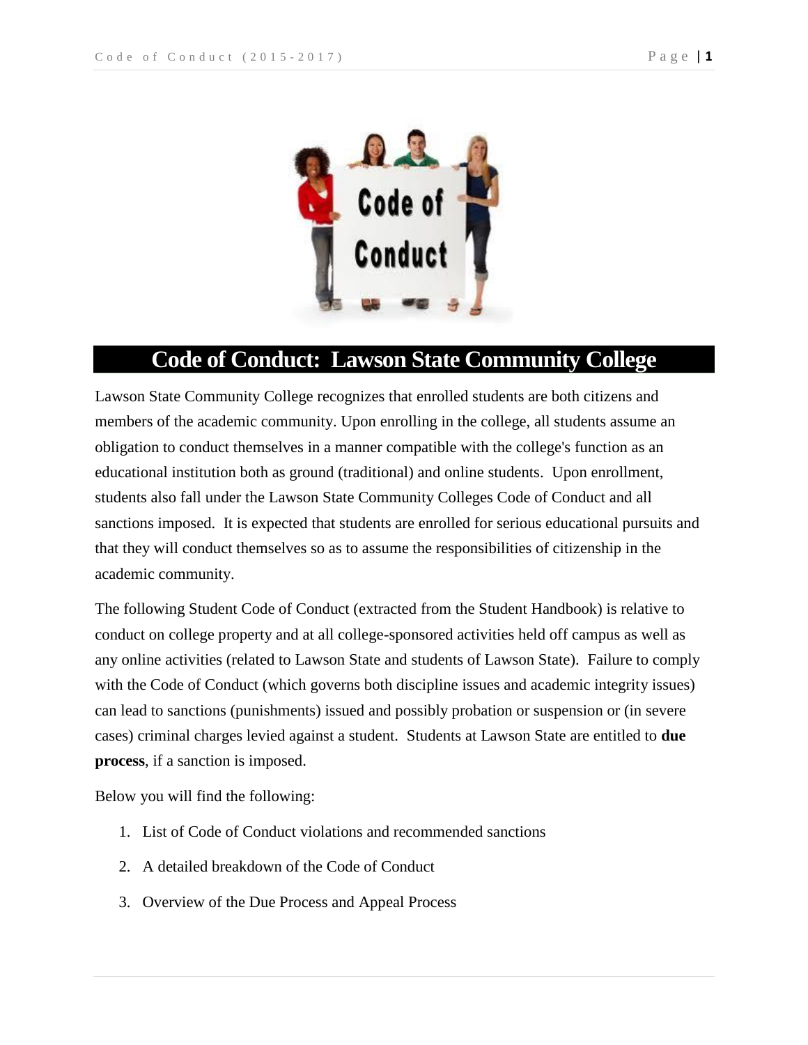# Code of Conduct: Lawson State Community College

Lawson State Community College recognizes that enrolled students are both citizens and members of the academic community. Upon enrolling in the college, all students assume an obligation to conduct themselves in a manner compatible with the college's function as an educational institution both as ground (traditional) and online students. Upon enrollment, students also fall under the Lawson State Community Colleges Code of Conduct and all sanctions imposed. It is expected that students are enrolled for serious educational pursuits and that they will conduct themselves so as to assume the responsibilities of citizenship in the academic community.

The following Student Code of Conduct (extracted from the Student Handbook) is relative to conduct on college property and at all college-sponsored activities held off campus as well as any online activities (related to Lawson State and students of Lawson State). Failure to comply with the Code of Conduct (which governs both discipline issues and academic integrity issues) can lead to sanctions (punishments) issued and possibly probation or suspension or (in severe cases) criminal charges levied against a student. Students at Lawson State are entitled to **due process**, if a sanction is imposed.

Below you will find the following:

1. List of Code of Conduct violations and recommended sanctions
2. A detailed breakdown of the Code of Conduct
3. Overview of the Due Process and Appeal Process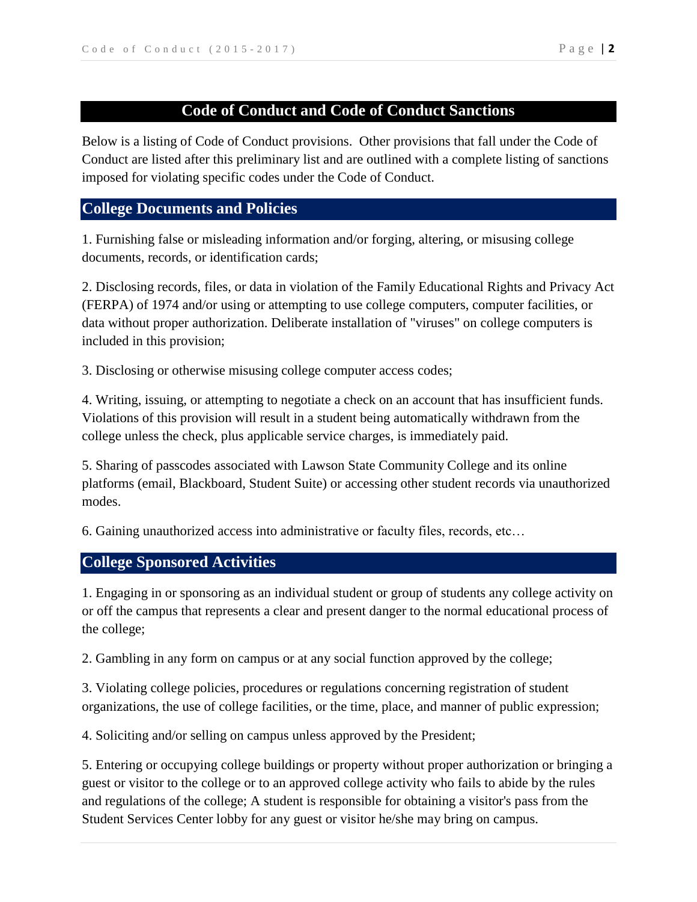# Code of Conduct and Code of Conduct Sanctions

Below is a listing of Code of Conduct provisions. Other provisions that fall under the Code of Conduct are listed after this preliminary list and are outlined with a complete listing of sanctions imposed for violating specific codes under the Code of Conduct.

## College Documents and Policies

1. Furnishing false or misleading information and/or forging, altering, or misusing college documents, records, or identification cards;

2. Disclosing records, files, or data in violation of the Family Educational Rights and Privacy Act (FERPA) of 1974 and/or using or attempting to use college computers, computer facilities, or data without proper authorization. Deliberate installation of "viruses" on college computers is included in this provision;

3. Disclosing or otherwise misusing college computer access codes;

4. Writing, issuing, or attempting to negotiate a check on an account that has insufficient funds. Violations of this provision will result in a student being automatically withdrawn from the college unless the check, plus applicable service charges, is immediately paid.

5. Sharing of passcodes associated with Lawson State Community College and its online platforms (email, Blackboard, Student Suite) or accessing other student records via unauthorized modes.

6. Gaining unauthorized access into administrative or faculty files, records, etc…

## College Sponsored Activities

1. Engaging in or sponsoring as an individual student or group of students any college activity on or off the campus that represents a clear and present danger to the normal educational process of the college;

2. Gambling in any form on campus or at any social function approved by the college;

3. Violating college policies, procedures or regulations concerning registration of student organizations, the use of college facilities, or the time, place, and manner of public expression;

4. Soliciting and/or selling on campus unless approved by the President;

5. Entering or occupying college buildings or property without proper authorization or bringing a guest or visitor to the college or to an approved college activity who fails to abide by the rules and regulations of the college; A student is responsible for obtaining a visitor's pass from the Student Services Center lobby for any guest or visitor he/she may bring on campus.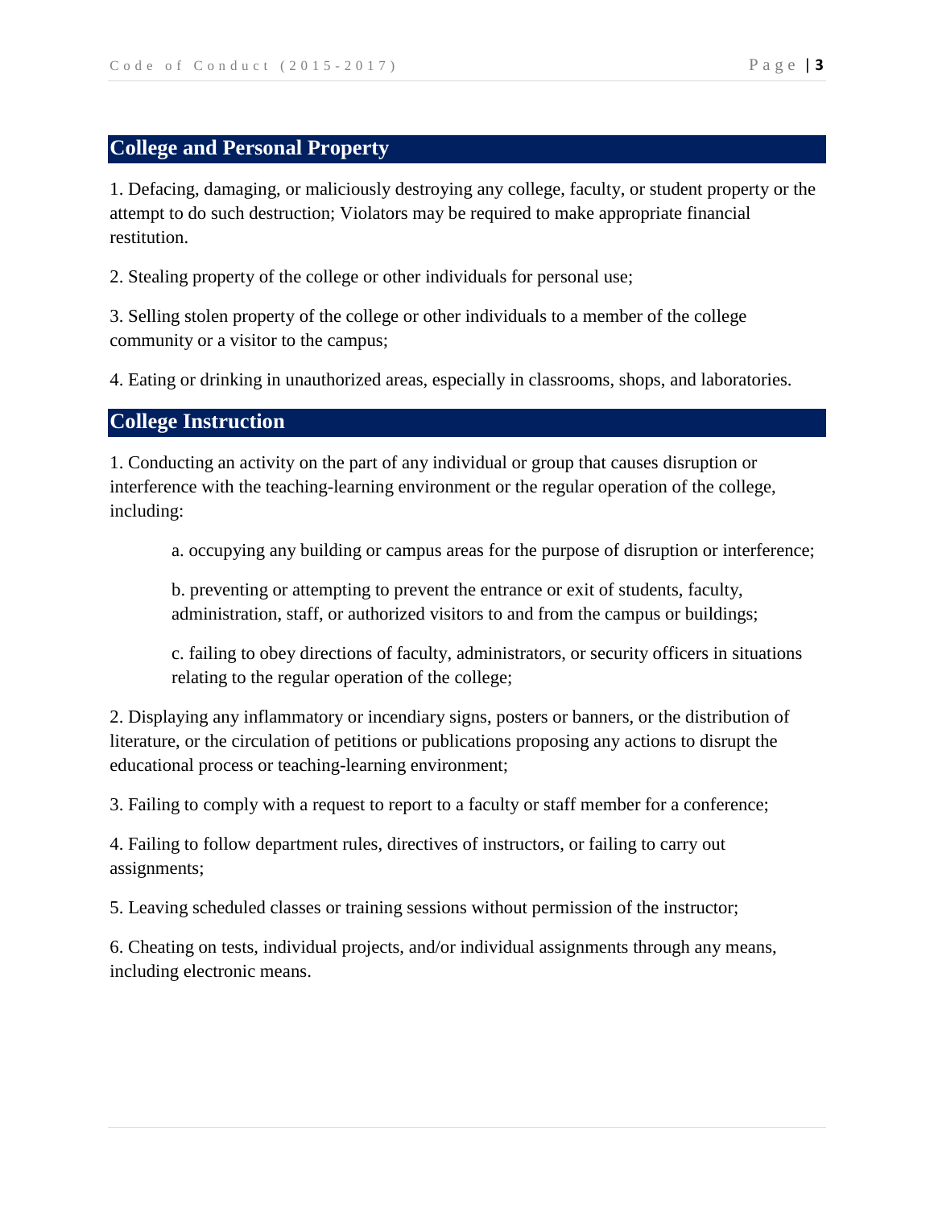## College and Personal Property

1. Defacing, damaging, or maliciously destroying any college, faculty, or student property or the attempt to do such destruction; Violators may be required to make appropriate financial restitution.

2. Stealing property of the college or other individuals for personal use;

3. Selling stolen property of the college or other individuals to a member of the college community or a visitor to the campus;

4. Eating or drinking in unauthorized areas, especially in classrooms, shops, and laboratories.

## College Instruction

1. Conducting an activity on the part of any individual or group that causes disruption or interference with the teaching-learning environment or the regular operation of the college, including:

   a. occupying any building or campus areas for the purpose of disruption or interference;

   b. preventing or attempting to prevent the entrance or exit of students, faculty, administration, staff, or authorized visitors to and from the campus or buildings;

   c. failing to obey directions of faculty, administrators, or security officers in situations relating to the regular operation of the college;

2. Displaying any inflammatory or incendiary signs, posters or banners, or the distribution of literature, or the circulation of petitions or publications proposing any actions to disrupt the educational process or teaching-learning environment;

3. Failing to comply with a request to report to a faculty or staff member for a conference;

4. Failing to follow department rules, directives of instructors, or failing to carry out assignments;

5. Leaving scheduled classes or training sessions without permission of the instructor;

6. Cheating on tests, individual projects, and/or individual assignments through any means, including electronic means.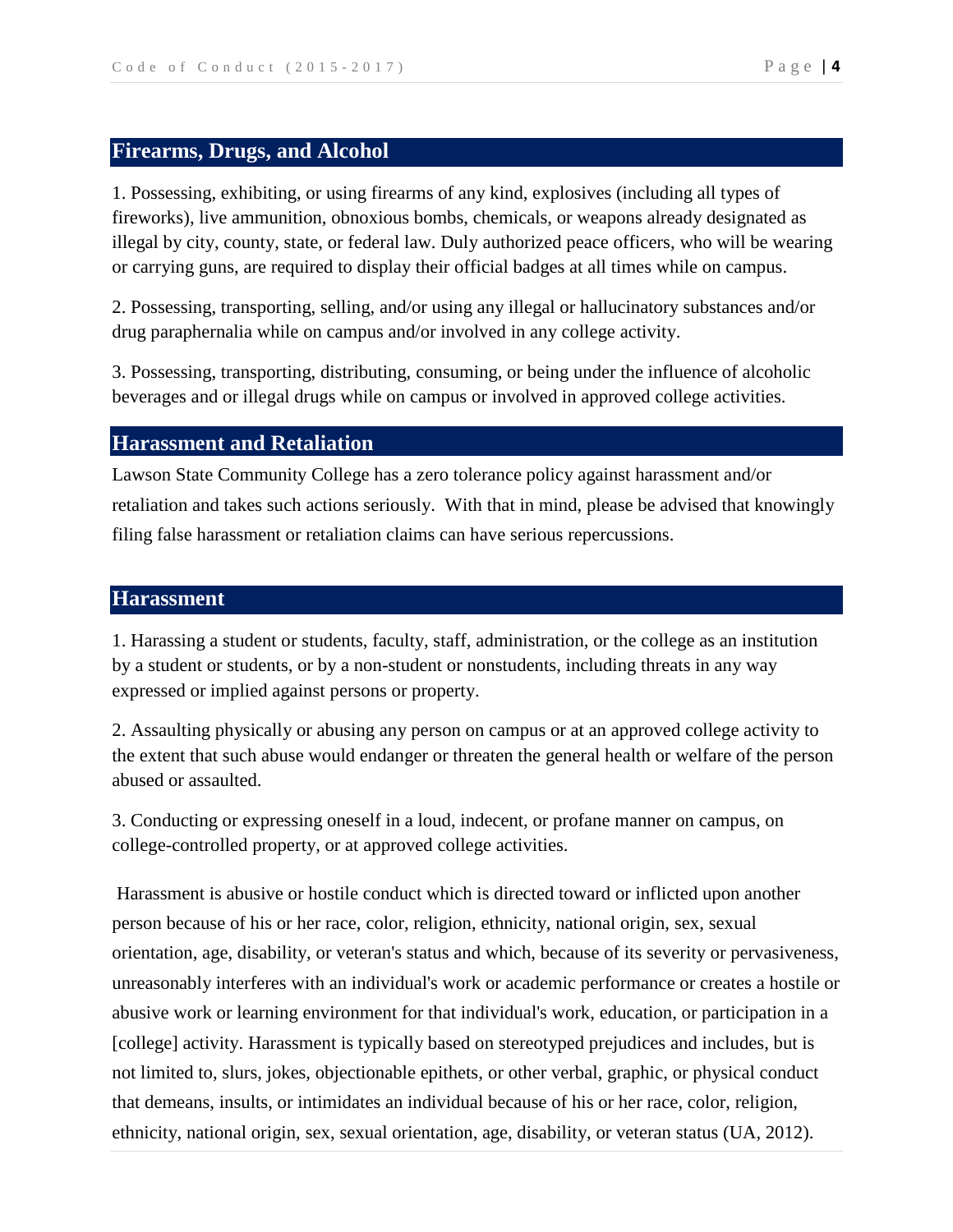## Firearms, Drugs, and Alcohol

1. Possessing, exhibiting, or using firearms of any kind, explosives (including all types of fireworks), live ammunition, obnoxious bombs, chemicals, or weapons already designated as illegal by city, county, state, or federal law. Duly authorized peace officers, who will be wearing or carrying guns, are required to display their official badges at all times while on campus.

2. Possessing, transporting, selling, and/or using any illegal or hallucinatory substances and/or drug paraphernalia while on campus and/or involved in any college activity.

3. Possessing, transporting, distributing, consuming, or being under the influence of alcoholic beverages and or illegal drugs while on campus or involved in approved college activities.

## Harassment and Retaliation

Lawson State Community College has a zero tolerance policy against harassment and/or retaliation and takes such actions seriously. With that in mind, please be advised that knowingly filing false harassment or retaliation claims can have serious repercussions.

## Harassment

1. Harassing a student or students, faculty, staff, administration, or the college as an institution by a student or students, or by a non-student or nonstudents, including threats in any way expressed or implied against persons or property.

2. Assaulting physically or abusing any person on campus or at an approved college activity to the extent that such abuse would endanger or threaten the general health or welfare of the person abused or assaulted.

3. Conducting or expressing oneself in a loud, indecent, or profane manner on campus, on college-controlled property, or at approved college activities.

Harassment is abusive or hostile conduct which is directed toward or inflicted upon another person because of his or her race, color, religion, ethnicity, national origin, sex, sexual orientation, age, disability, or veteran's status and which, because of its severity or pervasiveness, unreasonably interferes with an individual's work or academic performance or creates a hostile or abusive work or learning environment for that individual's work, education, or participation in a [college] activity. Harassment is typically based on stereotyped prejudices and includes, but is not limited to, slurs, jokes, objectionable epithets, or other verbal, graphic, or physical conduct that demeans, insults, or intimidates an individual because of his or her race, color, religion, ethnicity, national origin, sex, sexual orientation, age, disability, or veteran status (UA, 2012).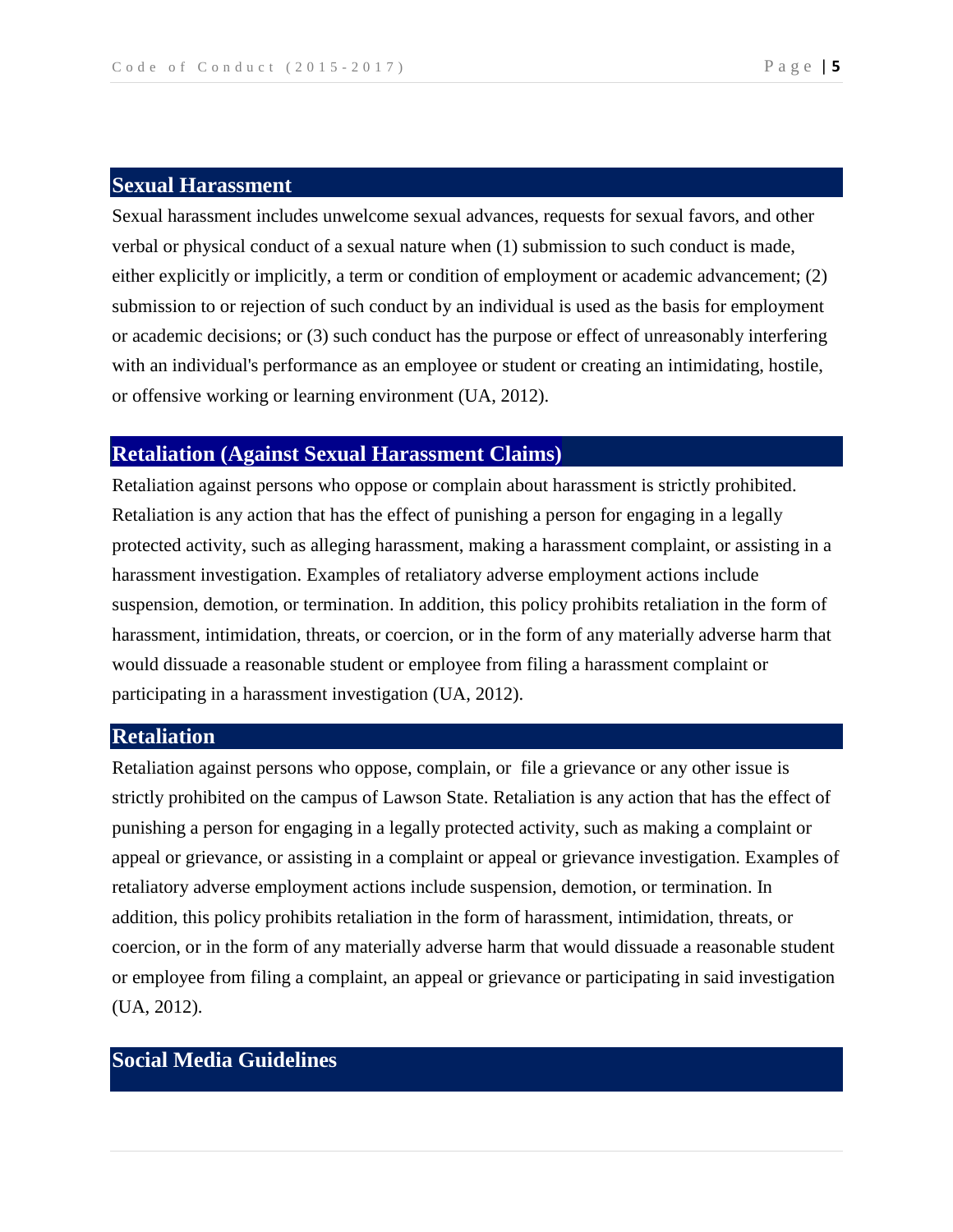## Sexual Harassment

Sexual harassment includes unwelcome sexual advances, requests for sexual favors, and other verbal or physical conduct of a sexual nature when (1) submission to such conduct is made, either explicitly or implicitly, a term or condition of employment or academic advancement; (2) submission to or rejection of such conduct by an individual is used as the basis for employment or academic decisions; or (3) such conduct has the purpose or effect of unreasonably interfering with an individual's performance as an employee or student or creating an intimidating, hostile, or offensive working or learning environment (UA, 2012).

## Retaliation (Against Sexual Harassment Claims)

Retaliation against persons who oppose or complain about harassment is strictly prohibited. Retaliation is any action that has the effect of punishing a person for engaging in a legally protected activity, such as alleging harassment, making a harassment complaint, or assisting in a harassment investigation. Examples of retaliatory adverse employment actions include suspension, demotion, or termination. In addition, this policy prohibits retaliation in the form of harassment, intimidation, threats, or coercion, or in the form of any materially adverse harm that would dissuade a reasonable student or employee from filing a harassment complaint or participating in a harassment investigation (UA, 2012).

## Retaliation

Retaliation against persons who oppose, complain, or file a grievance or any other issue is strictly prohibited on the campus of Lawson State. Retaliation is any action that has the effect of punishing a person for engaging in a legally protected activity, such as making a complaint or appeal or grievance, or assisting in a complaint or appeal or grievance investigation. Examples of retaliatory adverse employment actions include suspension, demotion, or termination. In addition, this policy prohibits retaliation in the form of harassment, intimidation, threats, or coercion, or in the form of any materially adverse harm that would dissuade a reasonable student or employee from filing a complaint, an appeal or grievance or participating in said investigation (UA, 2012).

## Social Media Guidelines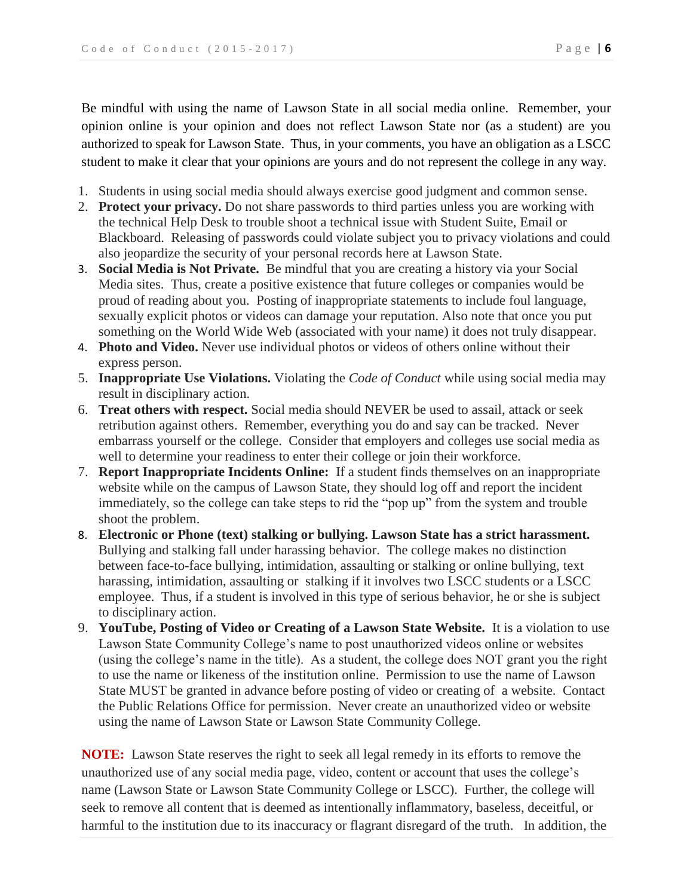Be mindful with using the name of Lawson State in all social media online. Remember, your opinion online is your opinion and does not reflect Lawson State nor (as a student) are you authorized to speak for Lawson State. Thus, in your comments, you have an obligation as a LSCC student to make it clear that your opinions are yours and do not represent the college in any way.

1. Students in using social media should always exercise good judgment and common sense.
2. **Protect your privacy.** Do not share passwords to third parties unless you are working with the technical Help Desk to trouble shoot a technical issue with Student Suite, Email or Blackboard. Releasing of passwords could violate subject you to privacy violations and could also jeopardize the security of your personal records here at Lawson State.
3. **Social Media is Not Private.** Be mindful that you are creating a history via your Social Media sites. Thus, create a positive existence that future colleges or companies would be proud of reading about you. Posting of inappropriate statements to include foul language, sexually explicit photos or videos can damage your reputation. Also note that once you put something on the World Wide Web (associated with your name) it does not truly disappear.
4. **Photo and Video.** Never use individual photos or videos of others online without their express person.
5. **Inappropriate Use Violations.** Violating the *Code of Conduct* while using social media may result in disciplinary action.
6. **Treat others with respect.** Social media should NEVER be used to assail, attack or seek retribution against others. Remember, everything you do and say can be tracked. Never embarrass yourself or the college. Consider that employers and colleges use social media as well to determine your readiness to enter their college or join their workforce.
7. **Report Inappropriate Incidents Online:** If a student finds themselves on an inappropriate website while on the campus of Lawson State, they should log off and report the incident immediately, so the college can take steps to rid the "pop up" from the system and trouble shoot the problem.
8. **Electronic or Phone (text) stalking or bullying. Lawson State has a strict harassment.** Bullying and stalking fall under harassing behavior. The college makes no distinction between face-to-face bullying, intimidation, assaulting or stalking or online bullying, text harassing, intimidation, assaulting or stalking if it involves two LSCC students or a LSCC employee. Thus, if a student is involved in this type of serious behavior, he or she is subject to disciplinary action.
9. **YouTube, Posting of Video or Creating of a Lawson State Website.** It is a violation to use Lawson State Community College's name to post unauthorized videos online or websites (using the college's name in the title). As a student, the college does NOT grant you the right to use the name or likeness of the institution online. Permission to use the name of Lawson State MUST be granted in advance before posting of video or creating of a website. Contact the Public Relations Office for permission. Never create an unauthorized video or website using the name of Lawson State or Lawson State Community College.

**NOTE:** Lawson State reserves the right to seek all legal remedy in its efforts to remove the unauthorized use of any social media page, video, content or account that uses the college's name (Lawson State or Lawson State Community College or LSCC). Further, the college will seek to remove all content that is deemed as intentionally inflammatory, baseless, deceitful, or harmful to the institution due to its inaccuracy or flagrant disregard of the truth. In addition, the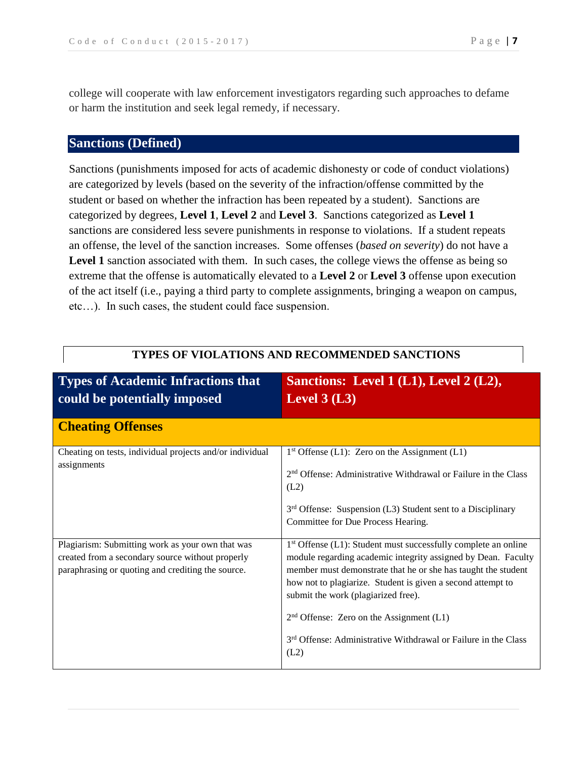college will cooperate with law enforcement investigators regarding such approaches to defame or harm the institution and seek legal remedy, if necessary.

## Sanctions (Defined)

Sanctions (punishments imposed for acts of academic dishonesty or code of conduct violations) are categorized by levels (based on the severity of the infraction/offense committed by the student or based on whether the infraction has been repeated by a student). Sanctions are categorized by degrees, **Level 1**, **Level 2** and **Level 3**. Sanctions categorized as **Level 1** sanctions are considered less severe punishments in response to violations. If a student repeats an offense, the level of the sanction increases. Some offenses (*based on severity*) do not have a **Level 1** sanction associated with them. In such cases, the college views the offense as being so extreme that the offense is automatically elevated to a **Level 2** or **Level 3** offense upon execution of the act itself (i.e., paying a third party to complete assignments, bringing a weapon on campus, etc…). In such cases, the student could face suspension.

**TYPES OF VIOLATIONS AND RECOMMENDED SANCTIONS**

| Types of Academic Infractions that could be potentially imposed | Sanctions: Level 1 (L1), Level 2 (L2), Level 3 (L3) |
|---|---|
| **Cheating Offenses** | |
| Cheating on tests, individual projects and/or individual assignments | 1st Offense (L1): Zero on the Assignment (L1)<br><br>2nd Offense: Administrative Withdrawal or Failure in the Class (L2)<br><br>3rd Offense: Suspension (L3) Student sent to a Disciplinary Committee for Due Process Hearing. |
| Plagiarism: Submitting work as your own that was created from a secondary source without properly paraphrasing or quoting and crediting the source. | 1st Offense (L1): Student must successfully complete an online module regarding academic integrity assigned by Dean. Faculty member must demonstrate that he or she has taught the student how not to plagiarize. Student is given a second attempt to submit the work (plagiarized free).<br><br>2nd Offense: Zero on the Assignment (L1)<br><br>3rd Offense: Administrative Withdrawal or Failure in the Class (L2) |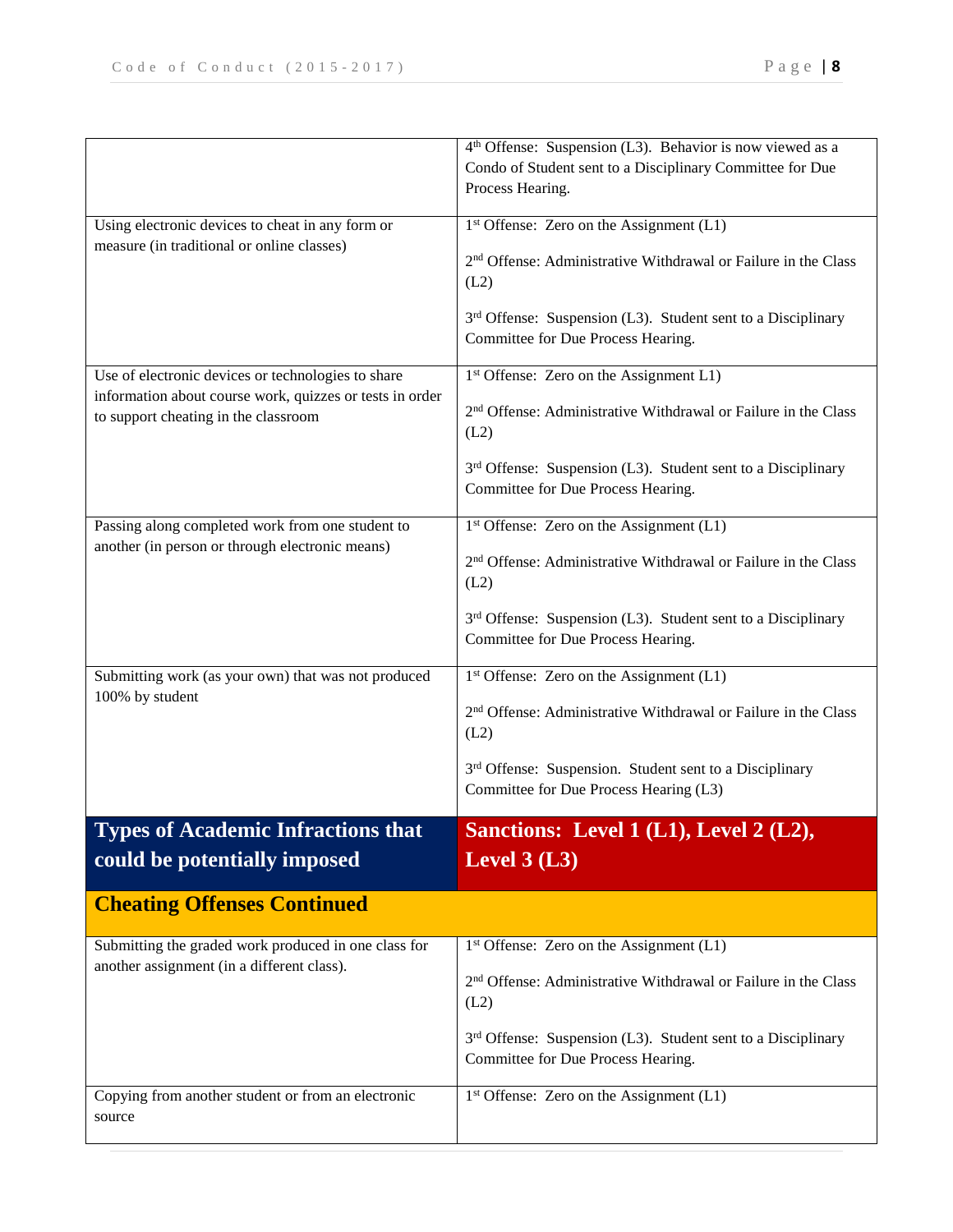| | |
|---|---|
| | 4th Offense: Suspension (L3). Behavior is now viewed as a Condo of Student sent to a Disciplinary Committee for Due Process Hearing. |
| Using electronic devices to cheat in any form or measure (in traditional or online classes) | 1st Offense: Zero on the Assignment (L1)<br><br>2nd Offense: Administrative Withdrawal or Failure in the Class (L2)<br><br>3rd Offense: Suspension (L3). Student sent to a Disciplinary Committee for Due Process Hearing. |
| Use of electronic devices or technologies to share information about course work, quizzes or tests in order to support cheating in the classroom | 1st Offense: Zero on the Assignment L1)<br><br>2nd Offense: Administrative Withdrawal or Failure in the Class (L2)<br><br>3rd Offense: Suspension (L3). Student sent to a Disciplinary Committee for Due Process Hearing. |
| Passing along completed work from one student to another (in person or through electronic means) | 1st Offense: Zero on the Assignment (L1)<br><br>2nd Offense: Administrative Withdrawal or Failure in the Class (L2)<br><br>3rd Offense: Suspension (L3). Student sent to a Disciplinary Committee for Due Process Hearing. |
| Submitting work (as your own) that was not produced 100% by student | 1st Offense: Zero on the Assignment (L1)<br><br>2nd Offense: Administrative Withdrawal or Failure in the Class (L2)<br><br>3rd Offense: Suspension. Student sent to a Disciplinary Committee for Due Process Hearing (L3) |

| **Types of Academic Infractions that could be potentially imposed** | **Sanctions: Level 1 (L1), Level 2 (L2), Level 3 (L3)** |
|---|---|
| **Cheating Offenses Continued** | |
| Submitting the graded work produced in one class for another assignment (in a different class). | 1st Offense: Zero on the Assignment (L1)<br><br>2nd Offense: Administrative Withdrawal or Failure in the Class (L2)<br><br>3rd Offense: Suspension (L3). Student sent to a Disciplinary Committee for Due Process Hearing. |
| Copying from another student or from an electronic source | 1st Offense: Zero on the Assignment (L1) |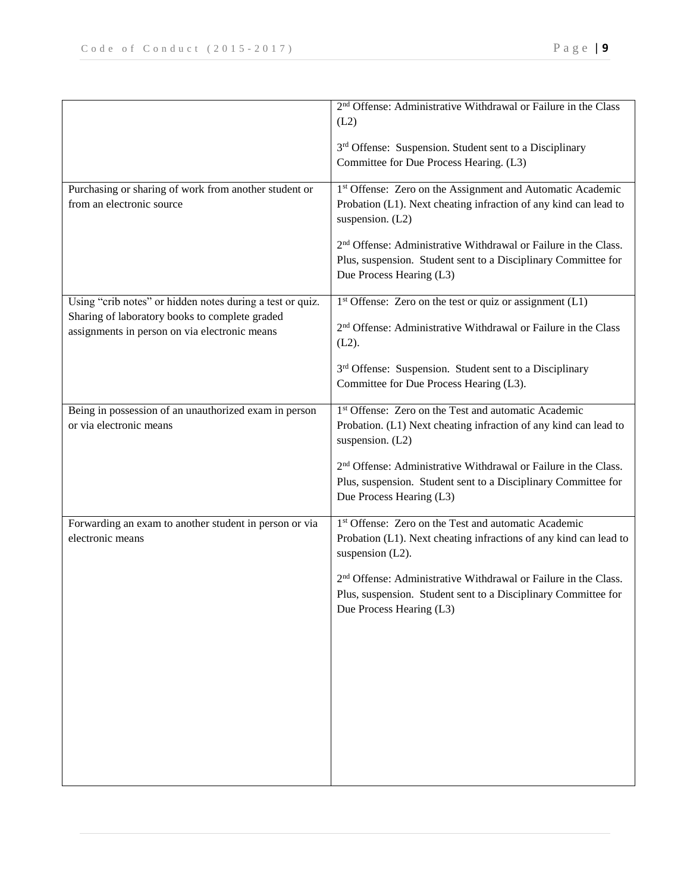| | |
|---|---|
| | 2nd Offense: Administrative Withdrawal or Failure in the Class (L2)<br><br>3rd Offense: Suspension. Student sent to a Disciplinary Committee for Due Process Hearing. (L3) |
| Purchasing or sharing of work from another student or from an electronic source | 1st Offense: Zero on the Assignment and Automatic Academic Probation (L1). Next cheating infraction of any kind can lead to suspension. (L2)<br><br>2nd Offense: Administrative Withdrawal or Failure in the Class. Plus, suspension. Student sent to a Disciplinary Committee for Due Process Hearing (L3) |
| Using "crib notes" or hidden notes during a test or quiz. Sharing of laboratory books to complete graded assignments in person on via electronic means | 1st Offense: Zero on the test or quiz or assignment (L1)<br><br>2nd Offense: Administrative Withdrawal or Failure in the Class (L2).<br><br>3rd Offense: Suspension. Student sent to a Disciplinary Committee for Due Process Hearing (L3). |
| Being in possession of an unauthorized exam in person or via electronic means | 1st Offense: Zero on the Test and automatic Academic Probation. (L1) Next cheating infraction of any kind can lead to suspension. (L2)<br><br>2nd Offense: Administrative Withdrawal or Failure in the Class. Plus, suspension. Student sent to a Disciplinary Committee for Due Process Hearing (L3) |
| Forwarding an exam to another student in person or via electronic means | 1st Offense: Zero on the Test and automatic Academic Probation (L1). Next cheating infractions of any kind can lead to suspension (L2).<br><br>2nd Offense: Administrative Withdrawal or Failure in the Class. Plus, suspension. Student sent to a Disciplinary Committee for Due Process Hearing (L3) |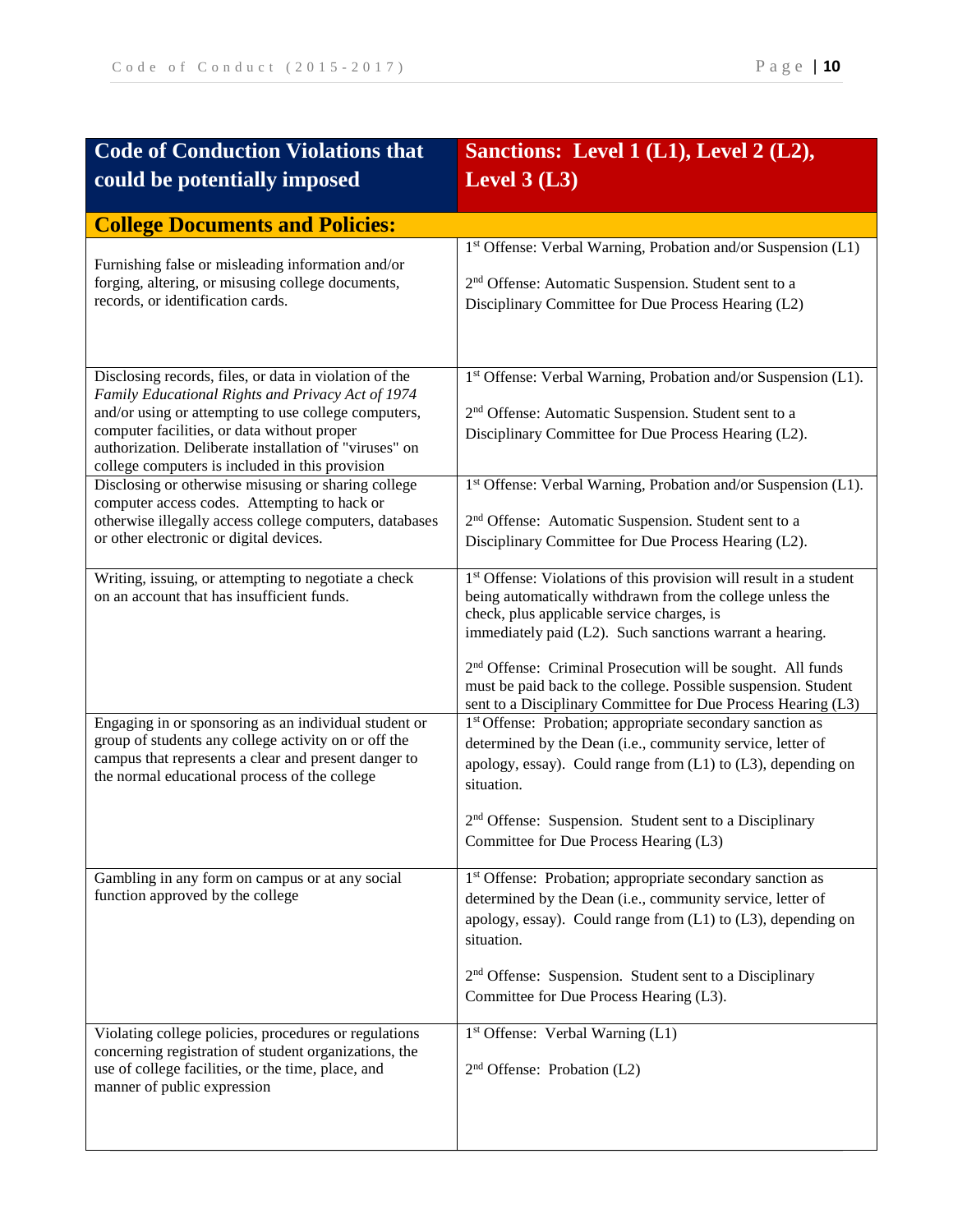| Code of Conduction Violations that could be potentially imposed | Sanctions: Level 1 (L1), Level 2 (L2), Level 3 (L3) |
|---|---|
| **College Documents and Policies:** | |
| Furnishing false or misleading information and/or forging, altering, or misusing college documents, records, or identification cards. | 1st Offense: Verbal Warning, Probation and/or Suspension (L1)<br><br>2nd Offense: Automatic Suspension. Student sent to a Disciplinary Committee for Due Process Hearing (L2) |
| Disclosing records, files, or data in violation of the *Family Educational Rights and Privacy Act of 1974* and/or using or attempting to use college computers, computer facilities, or data without proper authorization. Deliberate installation of "viruses" on college computers is included in this provision | 1st Offense: Verbal Warning, Probation and/or Suspension (L1).<br><br>2nd Offense: Automatic Suspension. Student sent to a Disciplinary Committee for Due Process Hearing (L2). |
| Disclosing or otherwise misusing or sharing college computer access codes. Attempting to hack or otherwise illegally access college computers, databases or other electronic or digital devices. | 1st Offense: Verbal Warning, Probation and/or Suspension (L1).<br><br>2nd Offense: Automatic Suspension. Student sent to a Disciplinary Committee for Due Process Hearing (L2). |
| Writing, issuing, or attempting to negotiate a check on an account that has insufficient funds. | 1st Offense: Violations of this provision will result in a student being automatically withdrawn from the college unless the check, plus applicable service charges, is immediately paid (L2). Such sanctions warrant a hearing.<br><br>2nd Offense: Criminal Prosecution will be sought. All funds must be paid back to the college. Possible suspension. Student sent to a Disciplinary Committee for Due Process Hearing (L3) |
| Engaging in or sponsoring as an individual student or group of students any college activity on or off the campus that represents a clear and present danger to the normal educational process of the college | 1st Offense: Probation; appropriate secondary sanction as determined by the Dean (i.e., community service, letter of apology, essay). Could range from (L1) to (L3), depending on situation.<br><br>2nd Offense: Suspension. Student sent to a Disciplinary Committee for Due Process Hearing (L3) |
| Gambling in any form on campus or at any social function approved by the college | 1st Offense: Probation; appropriate secondary sanction as determined by the Dean (i.e., community service, letter of apology, essay). Could range from (L1) to (L3), depending on situation.<br><br>2nd Offense: Suspension. Student sent to a Disciplinary Committee for Due Process Hearing (L3). |
| Violating college policies, procedures or regulations concerning registration of student organizations, the use of college facilities, or the time, place, and manner of public expression | 1st Offense: Verbal Warning (L1)<br><br>2nd Offense: Probation (L2) |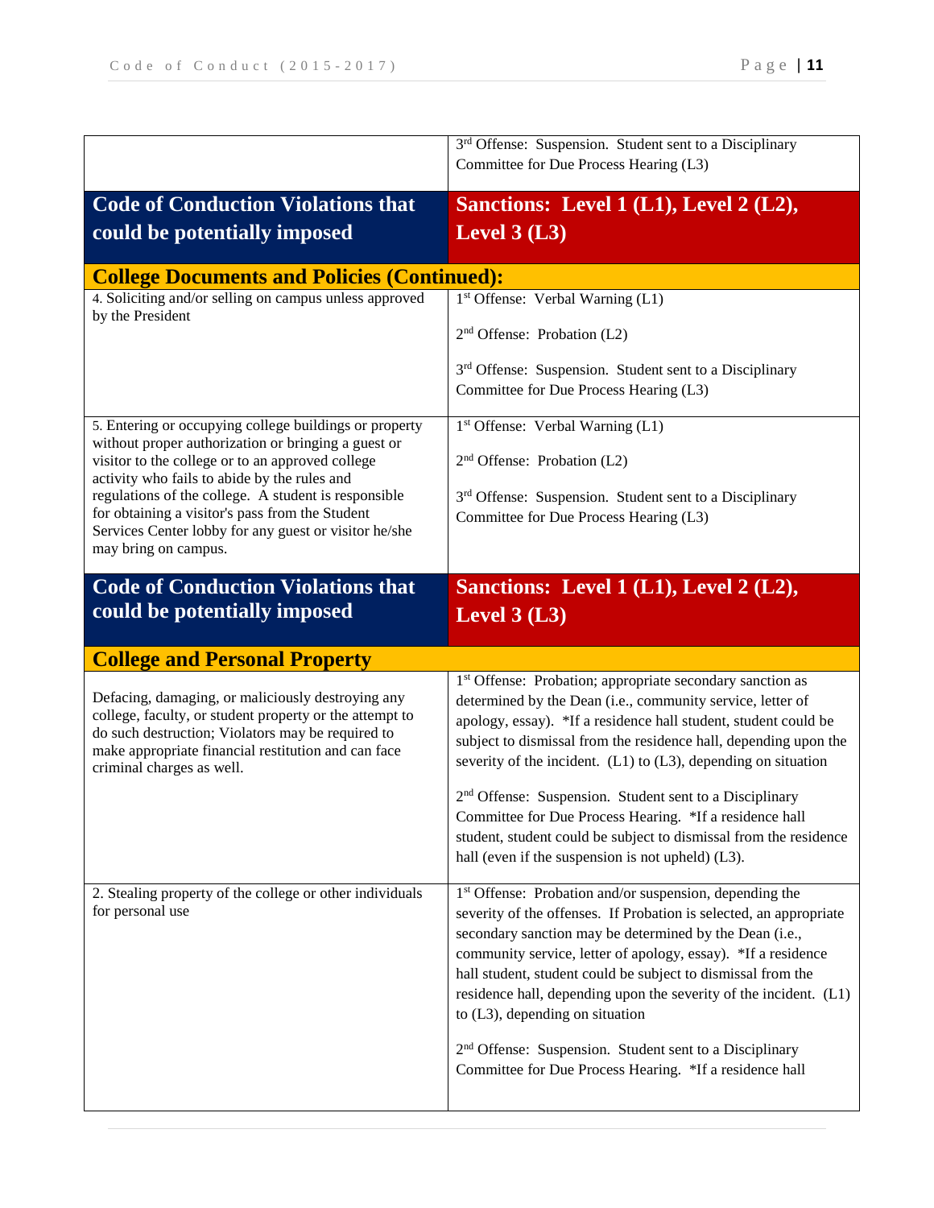| | |
|---|---|
| | 3rd Offense: Suspension. Student sent to a Disciplinary Committee for Due Process Hearing (L3) |
| **Code of Conduction Violations that could be potentially imposed** | **Sanctions: Level 1 (L1), Level 2 (L2), Level 3 (L3)** |
| **College Documents and Policies (Continued):** | |
| 4. Soliciting and/or selling on campus unless approved by the President | 1st Offense: Verbal Warning (L1)<br><br>2nd Offense: Probation (L2)<br><br>3rd Offense: Suspension. Student sent to a Disciplinary Committee for Due Process Hearing (L3) |
| 5. Entering or occupying college buildings or property without proper authorization or bringing a guest or visitor to the college or to an approved college activity who fails to abide by the rules and regulations of the college. A student is responsible for obtaining a visitor's pass from the Student Services Center lobby for any guest or visitor he/she may bring on campus. | 1st Offense: Verbal Warning (L1)<br><br>2nd Offense: Probation (L2)<br><br>3rd Offense: Suspension. Student sent to a Disciplinary Committee for Due Process Hearing (L3) |
| **Code of Conduction Violations that could be potentially imposed** | **Sanctions: Level 1 (L1), Level 2 (L2), Level 3 (L3)** |
| **College and Personal Property** | |
| Defacing, damaging, or maliciously destroying any college, faculty, or student property or the attempt to do such destruction; Violators may be required to make appropriate financial restitution and can face criminal charges as well. | 1st Offense: Probation; appropriate secondary sanction as determined by the Dean (i.e., community service, letter of apology, essay). *If a residence hall student, student could be subject to dismissal from the residence hall, depending upon the severity of the incident. (L1) to (L3), depending on situation<br><br>2nd Offense: Suspension. Student sent to a Disciplinary Committee for Due Process Hearing. *If a residence hall student, student could be subject to dismissal from the residence hall (even if the suspension is not upheld) (L3). |
| 2. Stealing property of the college or other individuals for personal use | 1st Offense: Probation and/or suspension, depending the severity of the offenses. If Probation is selected, an appropriate secondary sanction may be determined by the Dean (i.e., community service, letter of apology, essay). *If a residence hall student, student could be subject to dismissal from the residence hall, depending upon the severity of the incident. (L1) to (L3), depending on situation<br><br>2nd Offense: Suspension. Student sent to a Disciplinary Committee for Due Process Hearing. *If a residence hall |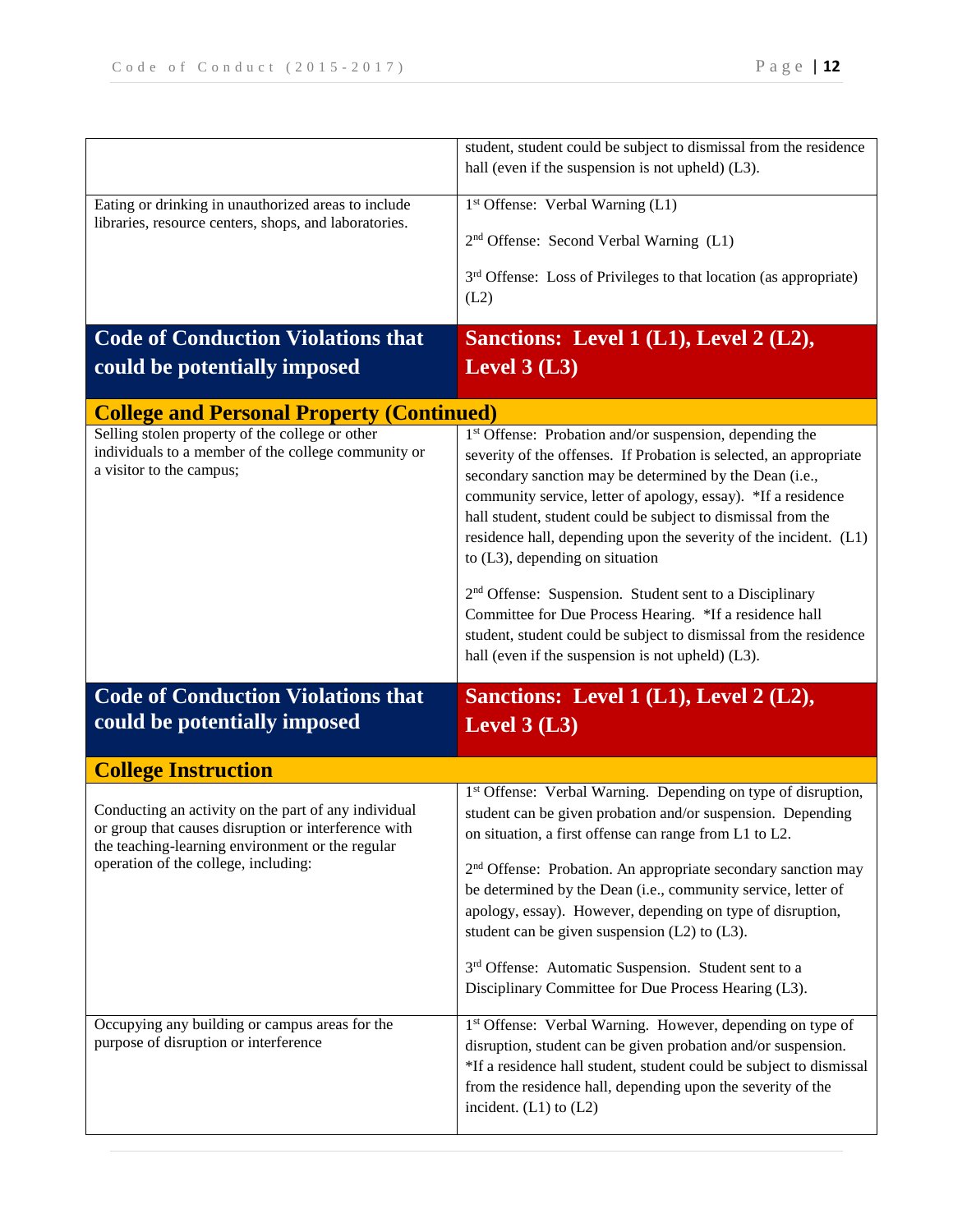| | |
|---|---|
| | student, student could be subject to dismissal from the residence hall (even if the suspension is not upheld) (L3). |
| Eating or drinking in unauthorized areas to include libraries, resource centers, shops, and laboratories. | 1st Offense: Verbal Warning (L1)<br><br>2nd Offense: Second Verbal Warning (L1)<br><br>3rd Offense: Loss of Privileges to that location (as appropriate) (L2) |
| **Code of Conduction Violations that could be potentially imposed** | **Sanctions: Level 1 (L1), Level 2 (L2), Level 3 (L3)** |
| **College and Personal Property (Continued)** | |
| Selling stolen property of the college or other individuals to a member of the college community or a visitor to the campus; | 1st Offense: Probation and/or suspension, depending the severity of the offenses. If Probation is selected, an appropriate secondary sanction may be determined by the Dean (i.e., community service, letter of apology, essay). *If a residence hall student, student could be subject to dismissal from the residence hall, depending upon the severity of the incident. (L1) to (L3), depending on situation<br><br>2nd Offense: Suspension. Student sent to a Disciplinary Committee for Due Process Hearing. *If a residence hall student, student could be subject to dismissal from the residence hall (even if the suspension is not upheld) (L3). |
| **Code of Conduction Violations that could be potentially imposed** | **Sanctions: Level 1 (L1), Level 2 (L2), Level 3 (L3)** |
| **College Instruction** | |
| Conducting an activity on the part of any individual or group that causes disruption or interference with the teaching-learning environment or the regular operation of the college, including: | 1st Offense: Verbal Warning. Depending on type of disruption, student can be given probation and/or suspension. Depending on situation, a first offense can range from L1 to L2.<br><br>2nd Offense: Probation. An appropriate secondary sanction may be determined by the Dean (i.e., community service, letter of apology, essay). However, depending on type of disruption, student can be given suspension (L2) to (L3).<br><br>3rd Offense: Automatic Suspension. Student sent to a Disciplinary Committee for Due Process Hearing (L3). |
| Occupying any building or campus areas for the purpose of disruption or interference | 1st Offense: Verbal Warning. However, depending on type of disruption, student can be given probation and/or suspension. *If a residence hall student, student could be subject to dismissal from the residence hall, depending upon the severity of the incident. (L1) to (L2) |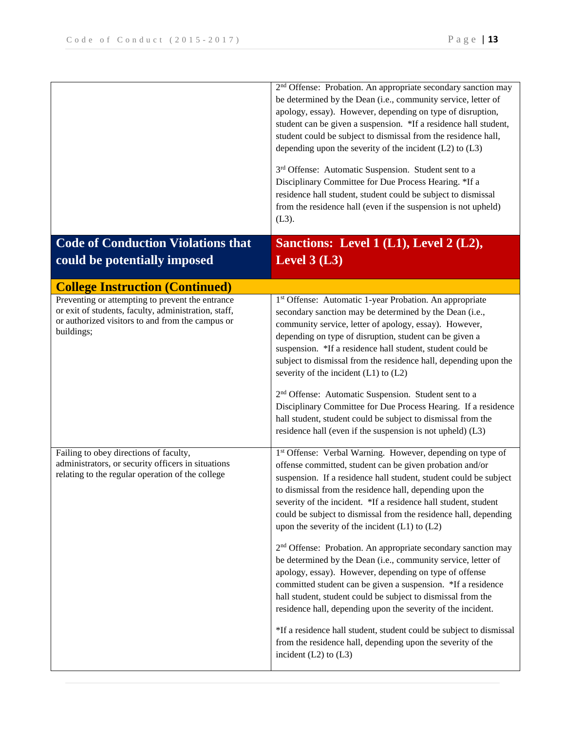| | |
|---|---|
| | 2nd Offense: Probation. An appropriate secondary sanction may be determined by the Dean (i.e., community service, letter of apology, essay). However, depending on type of disruption, student can be given a suspension. *If a residence hall student, student could be subject to dismissal from the residence hall, depending upon the severity of the incident (L2) to (L3)<br><br>3rd Offense: Automatic Suspension. Student sent to a Disciplinary Committee for Due Process Hearing. *If a residence hall student, student could be subject to dismissal from the residence hall (even if the suspension is not upheld) (L3). |
| **Code of Conduction Violations that could be potentially imposed** | **Sanctions: Level 1 (L1), Level 2 (L2), Level 3 (L3)** |
| **College Instruction (Continued)** | |
| Preventing or attempting to prevent the entrance or exit of students, faculty, administration, staff, or authorized visitors to and from the campus or buildings; | 1st Offense: Automatic 1-year Probation. An appropriate secondary sanction may be determined by the Dean (i.e., community service, letter of apology, essay). However, depending on type of disruption, student can be given a suspension. *If a residence hall student, student could be subject to dismissal from the residence hall, depending upon the severity of the incident (L1) to (L2)<br><br>2nd Offense: Automatic Suspension. Student sent to a Disciplinary Committee for Due Process Hearing. If a residence hall student, student could be subject to dismissal from the residence hall (even if the suspension is not upheld) (L3) |
| Failing to obey directions of faculty, administrators, or security officers in situations relating to the regular operation of the college | 1st Offense: Verbal Warning. However, depending on type of offense committed, student can be given probation and/or suspension. If a residence hall student, student could be subject to dismissal from the residence hall, depending upon the severity of the incident. *If a residence hall student, student could be subject to dismissal from the residence hall, depending upon the severity of the incident (L1) to (L2)<br><br>2nd Offense: Probation. An appropriate secondary sanction may be determined by the Dean (i.e., community service, letter of apology, essay). However, depending on type of offense committed student can be given a suspension. *If a residence hall student, student could be subject to dismissal from the residence hall, depending upon the severity of the incident.<br><br>*If a residence hall student, student could be subject to dismissal from the residence hall, depending upon the severity of the incident (L2) to (L3) |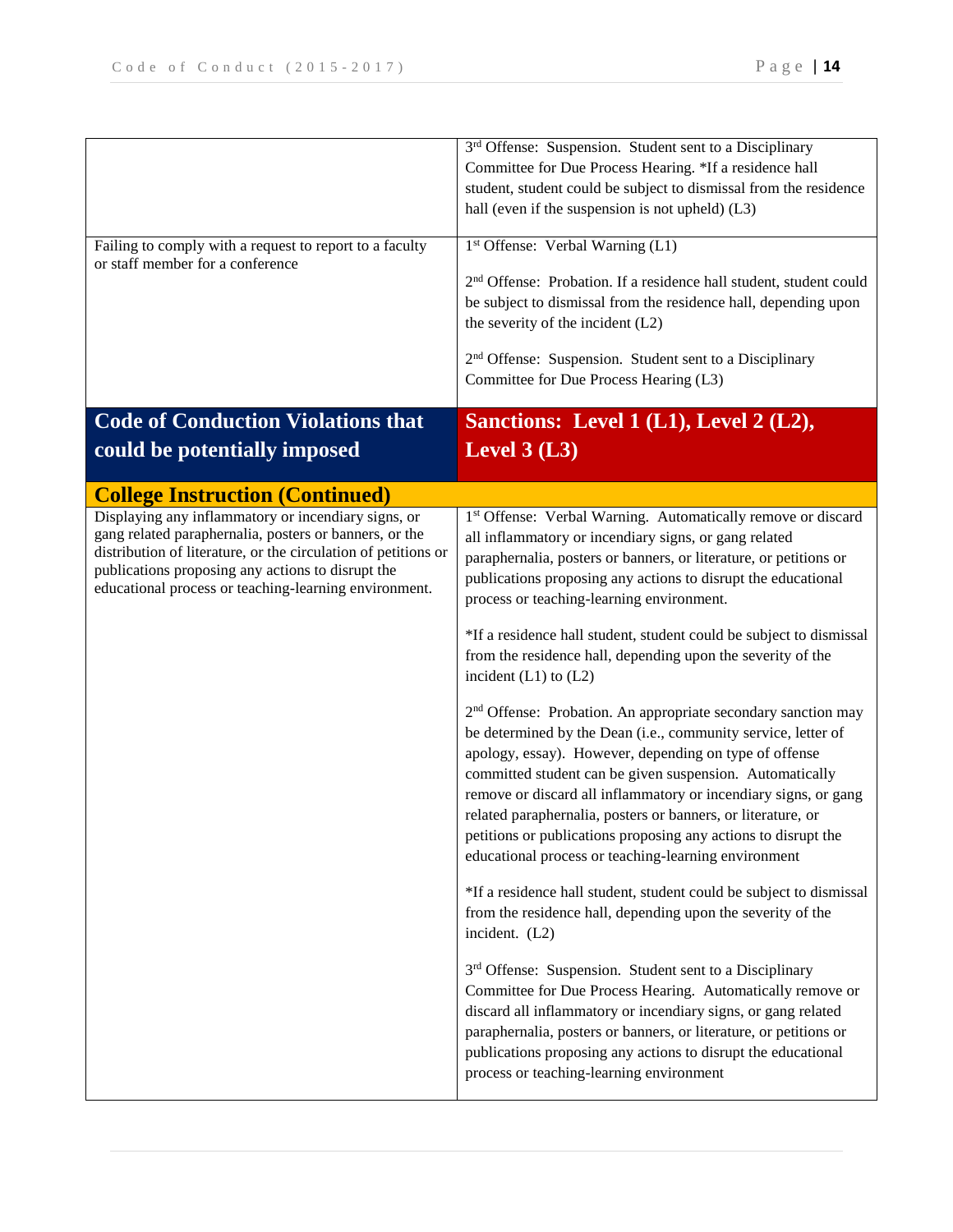| | |
|---|---|
| | 3rd Offense: Suspension. Student sent to a Disciplinary Committee for Due Process Hearing. *If a residence hall student, student could be subject to dismissal from the residence hall (even if the suspension is not upheld) (L3) |
| Failing to comply with a request to report to a faculty or staff member for a conference | 1st Offense: Verbal Warning (L1)<br><br>2nd Offense: Probation. If a residence hall student, student could be subject to dismissal from the residence hall, depending upon the severity of the incident (L2)<br><br>2nd Offense: Suspension. Student sent to a Disciplinary Committee for Due Process Hearing (L3) |

| **Code of Conduction Violations that could be potentially imposed** | **Sanctions: Level 1 (L1), Level 2 (L2), Level 3 (L3)** |
|---|---|
| **College Instruction (Continued)** | |
| Displaying any inflammatory or incendiary signs, or gang related paraphernalia, posters or banners, or the distribution of literature, or the circulation of petitions or publications proposing any actions to disrupt the educational process or teaching-learning environment. | 1st Offense: Verbal Warning. Automatically remove or discard all inflammatory or incendiary signs, or gang related paraphernalia, posters or banners, or literature, or petitions or publications proposing any actions to disrupt the educational process or teaching-learning environment.<br><br>*If a residence hall student, student could be subject to dismissal from the residence hall, depending upon the severity of the incident (L1) to (L2)<br><br>2nd Offense: Probation. An appropriate secondary sanction may be determined by the Dean (i.e., community service, letter of apology, essay). However, depending on type of offense committed student can be given suspension. Automatically remove or discard all inflammatory or incendiary signs, or gang related paraphernalia, posters or banners, or literature, or petitions or publications proposing any actions to disrupt the educational process or teaching-learning environment<br><br>*If a residence hall student, student could be subject to dismissal from the residence hall, depending upon the severity of the incident. (L2)<br><br>3rd Offense: Suspension. Student sent to a Disciplinary Committee for Due Process Hearing. Automatically remove or discard all inflammatory or incendiary signs, or gang related paraphernalia, posters or banners, or literature, or petitions or publications proposing any actions to disrupt the educational process or teaching-learning environment |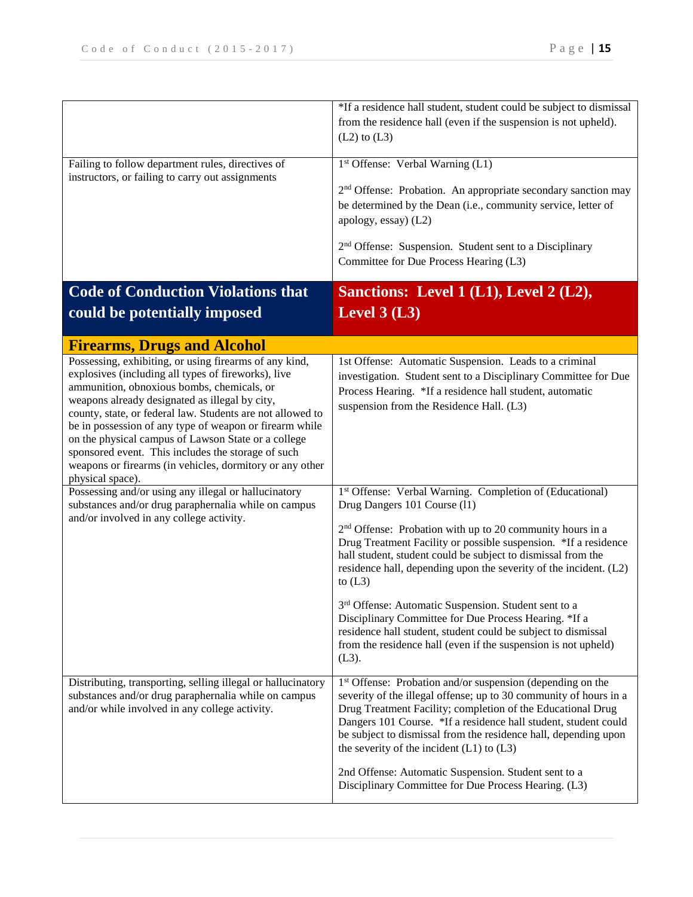| | |
|---|---|
| | *If a residence hall student, student could be subject to dismissal from the residence hall (even if the suspension is not upheld). (L2) to (L3) |
| Failing to follow department rules, directives of instructors, or failing to carry out assignments | 1st Offense: Verbal Warning (L1)<br><br>2nd Offense: Probation. An appropriate secondary sanction may be determined by the Dean (i.e., community service, letter of apology, essay) (L2)<br><br>2nd Offense: Suspension. Student sent to a Disciplinary Committee for Due Process Hearing (L3) |
| **Code of Conduction Violations that could be potentially imposed** | **Sanctions: Level 1 (L1), Level 2 (L2), Level 3 (L3)** |
| **Firearms, Drugs and Alcohol** | |
| Possessing, exhibiting, or using firearms of any kind, explosives (including all types of fireworks), live ammunition, obnoxious bombs, chemicals, or weapons already designated as illegal by city, county, state, or federal law. Students are not allowed to be in possession of any type of weapon or firearm while on the physical campus of Lawson State or a college sponsored event. This includes the storage of such weapons or firearms (in vehicles, dormitory or any other physical space). | 1st Offense: Automatic Suspension. Leads to a criminal investigation. Student sent to a Disciplinary Committee for Due Process Hearing. *If a residence hall student, automatic suspension from the Residence Hall. (L3) |
| Possessing and/or using any illegal or hallucinatory substances and/or drug paraphernalia while on campus and/or involved in any college activity. | 1st Offense: Verbal Warning. Completion of (Educational) Drug Dangers 101 Course (l1)<br><br>2nd Offense: Probation with up to 20 community hours in a Drug Treatment Facility or possible suspension. *If a residence hall student, student could be subject to dismissal from the residence hall, depending upon the severity of the incident. (L2) to (L3)<br><br>3rd Offense: Automatic Suspension. Student sent to a Disciplinary Committee for Due Process Hearing. *If a residence hall student, student could be subject to dismissal from the residence hall (even if the suspension is not upheld) (L3). |
| Distributing, transporting, selling illegal or hallucinatory substances and/or drug paraphernalia while on campus and/or while involved in any college activity. | 1st Offense: Probation and/or suspension (depending on the severity of the illegal offense; up to 30 community of hours in a Drug Treatment Facility; completion of the Educational Drug Dangers 101 Course. *If a residence hall student, student could be subject to dismissal from the residence hall, depending upon the severity of the incident (L1) to (L3)<br><br>2nd Offense: Automatic Suspension. Student sent to a Disciplinary Committee for Due Process Hearing. (L3) |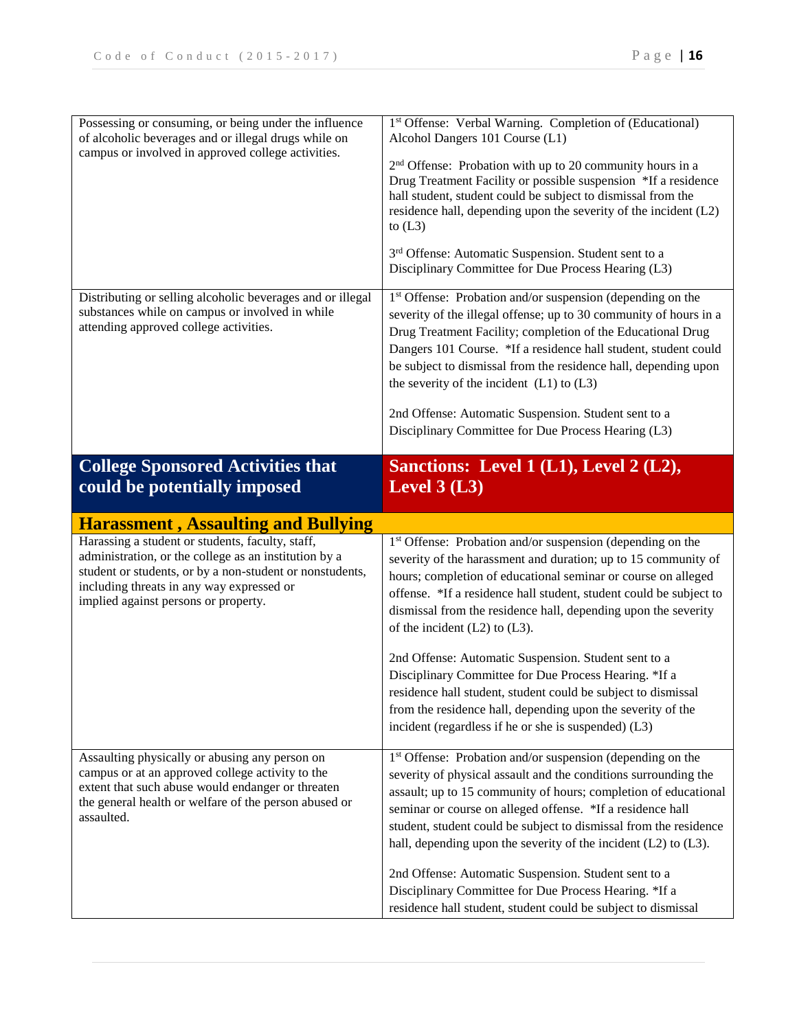| | |
|---|---|
| Possessing or consuming, or being under the influence of alcoholic beverages and or illegal drugs while on campus or involved in approved college activities. | 1st Offense: Verbal Warning. Completion of (Educational) Alcohol Dangers 101 Course (L1)<br><br>2nd Offense: Probation with up to 20 community hours in a Drug Treatment Facility or possible suspension *If a residence hall student, student could be subject to dismissal from the residence hall, depending upon the severity of the incident (L2) to (L3)<br><br>3rd Offense: Automatic Suspension. Student sent to a Disciplinary Committee for Due Process Hearing (L3) |
| Distributing or selling alcoholic beverages and or illegal substances while on campus or involved in while attending approved college activities. | 1st Offense: Probation and/or suspension (depending on the severity of the illegal offense; up to 30 community of hours in a Drug Treatment Facility; completion of the Educational Drug Dangers 101 Course. *If a residence hall student, student could be subject to dismissal from the residence hall, depending upon the severity of the incident (L1) to (L3)<br><br>2nd Offense: Automatic Suspension. Student sent to a Disciplinary Committee for Due Process Hearing (L3) |
| **College Sponsored Activities that could be potentially imposed** | **Sanctions: Level 1 (L1), Level 2 (L2), Level 3 (L3)** |
| **Harassment , Assaulting and Bullying** | |
| Harassing a student or students, faculty, staff, administration, or the college as an institution by a student or students, or by a non-student or nonstudents, including threats in any way expressed or implied against persons or property. | 1st Offense: Probation and/or suspension (depending on the severity of the harassment and duration; up to 15 community of hours; completion of educational seminar or course on alleged offense. *If a residence hall student, student could be subject to dismissal from the residence hall, depending upon the severity of the incident (L2) to (L3).<br><br>2nd Offense: Automatic Suspension. Student sent to a Disciplinary Committee for Due Process Hearing. *If a residence hall student, student could be subject to dismissal from the residence hall, depending upon the severity of the incident (regardless if he or she is suspended) (L3) |
| Assaulting physically or abusing any person on campus or at an approved college activity to the extent that such abuse would endanger or threaten the general health or welfare of the person abused or assaulted. | 1st Offense: Probation and/or suspension (depending on the severity of physical assault and the conditions surrounding the assault; up to 15 community of hours; completion of educational seminar or course on alleged offense. *If a residence hall student, student could be subject to dismissal from the residence hall, depending upon the severity of the incident (L2) to (L3).<br><br>2nd Offense: Automatic Suspension. Student sent to a Disciplinary Committee for Due Process Hearing. *If a residence hall student, student could be subject to dismissal |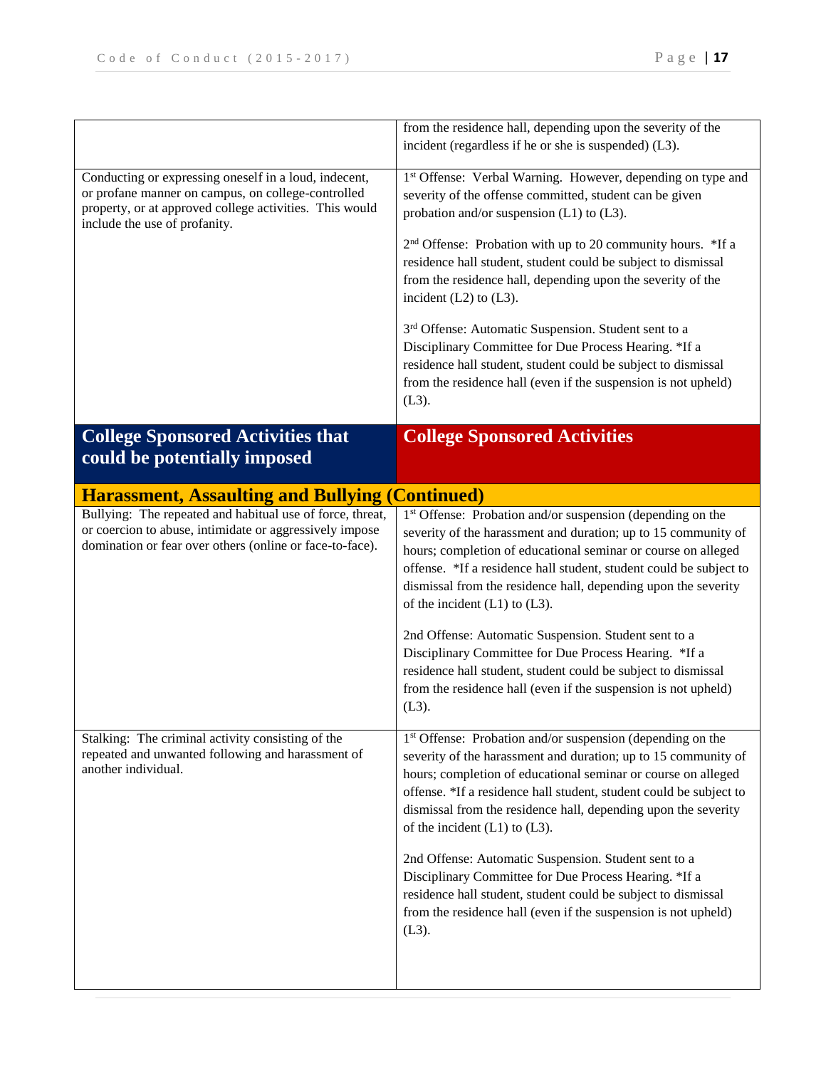| | |
|---|---|
| | from the residence hall, depending upon the severity of the incident (regardless if he or she is suspended) (L3). |
| Conducting or expressing oneself in a loud, indecent, or profane manner on campus, on college-controlled property, or at approved college activities. This would include the use of profanity. | 1st Offense: Verbal Warning. However, depending on type and severity of the offense committed, student can be given probation and/or suspension (L1) to (L3).<br><br>2nd Offense: Probation with up to 20 community hours. *If a residence hall student, student could be subject to dismissal from the residence hall, depending upon the severity of the incident (L2) to (L3).<br><br>3rd Offense: Automatic Suspension. Student sent to a Disciplinary Committee for Due Process Hearing. *If a residence hall student, student could be subject to dismissal from the residence hall (even if the suspension is not upheld) (L3). |
| **College Sponsored Activities that could be potentially imposed** | **College Sponsored Activities** |
| **Harassment, Assaulting and Bullying (Continued)** | |
| Bullying: The repeated and habitual use of force, threat, or coercion to abuse, intimidate or aggressively impose domination or fear over others (online or face-to-face). | 1st Offense: Probation and/or suspension (depending on the severity of the harassment and duration; up to 15 community of hours; completion of educational seminar or course on alleged offense. *If a residence hall student, student could be subject to dismissal from the residence hall, depending upon the severity of the incident (L1) to (L3).<br><br>2nd Offense: Automatic Suspension. Student sent to a Disciplinary Committee for Due Process Hearing. *If a residence hall student, student could be subject to dismissal from the residence hall (even if the suspension is not upheld) (L3). |
| Stalking: The criminal activity consisting of the repeated and unwanted following and harassment of another individual. | 1st Offense: Probation and/or suspension (depending on the severity of the harassment and duration; up to 15 community of hours; completion of educational seminar or course on alleged offense. *If a residence hall student, student could be subject to dismissal from the residence hall, depending upon the severity of the incident (L1) to (L3).<br><br>2nd Offense: Automatic Suspension. Student sent to a Disciplinary Committee for Due Process Hearing. *If a residence hall student, student could be subject to dismissal from the residence hall (even if the suspension is not upheld) (L3). |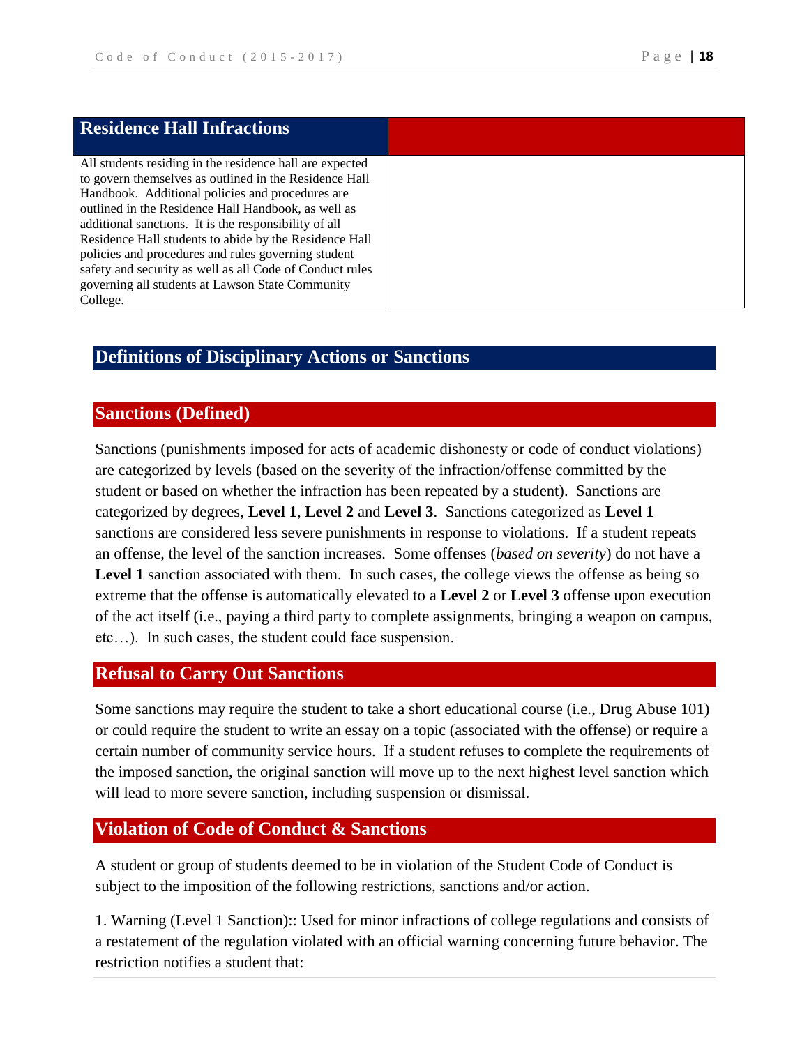| Residence Hall Infractions | |
|---|---|
| All students residing in the residence hall are expected to govern themselves as outlined in the Residence Hall Handbook. Additional policies and procedures are outlined in the Residence Hall Handbook, as well as additional sanctions. It is the responsibility of all Residence Hall students to abide by the Residence Hall policies and procedures and rules governing student safety and security as well as all Code of Conduct rules governing all students at Lawson State Community College. | |

## Definitions of Disciplinary Actions or Sanctions

### Sanctions (Defined)

Sanctions (punishments imposed for acts of academic dishonesty or code of conduct violations) are categorized by levels (based on the severity of the infraction/offense committed by the student or based on whether the infraction has been repeated by a student). Sanctions are categorized by degrees, **Level 1**, **Level 2** and **Level 3**. Sanctions categorized as **Level 1** sanctions are considered less severe punishments in response to violations. If a student repeats an offense, the level of the sanction increases. Some offenses (*based on severity*) do not have a **Level 1** sanction associated with them. In such cases, the college views the offense as being so extreme that the offense is automatically elevated to a **Level 2** or **Level 3** offense upon execution of the act itself (i.e., paying a third party to complete assignments, bringing a weapon on campus, etc…). In such cases, the student could face suspension.

### Refusal to Carry Out Sanctions

Some sanctions may require the student to take a short educational course (i.e., Drug Abuse 101) or could require the student to write an essay on a topic (associated with the offense) or require a certain number of community service hours. If a student refuses to complete the requirements of the imposed sanction, the original sanction will move up to the next highest level sanction which will lead to more severe sanction, including suspension or dismissal.

### Violation of Code of Conduct & Sanctions

A student or group of students deemed to be in violation of the Student Code of Conduct is subject to the imposition of the following restrictions, sanctions and/or action.

1. Warning (Level 1 Sanction):: Used for minor infractions of college regulations and consists of a restatement of the regulation violated with an official warning concerning future behavior. The restriction notifies a student that: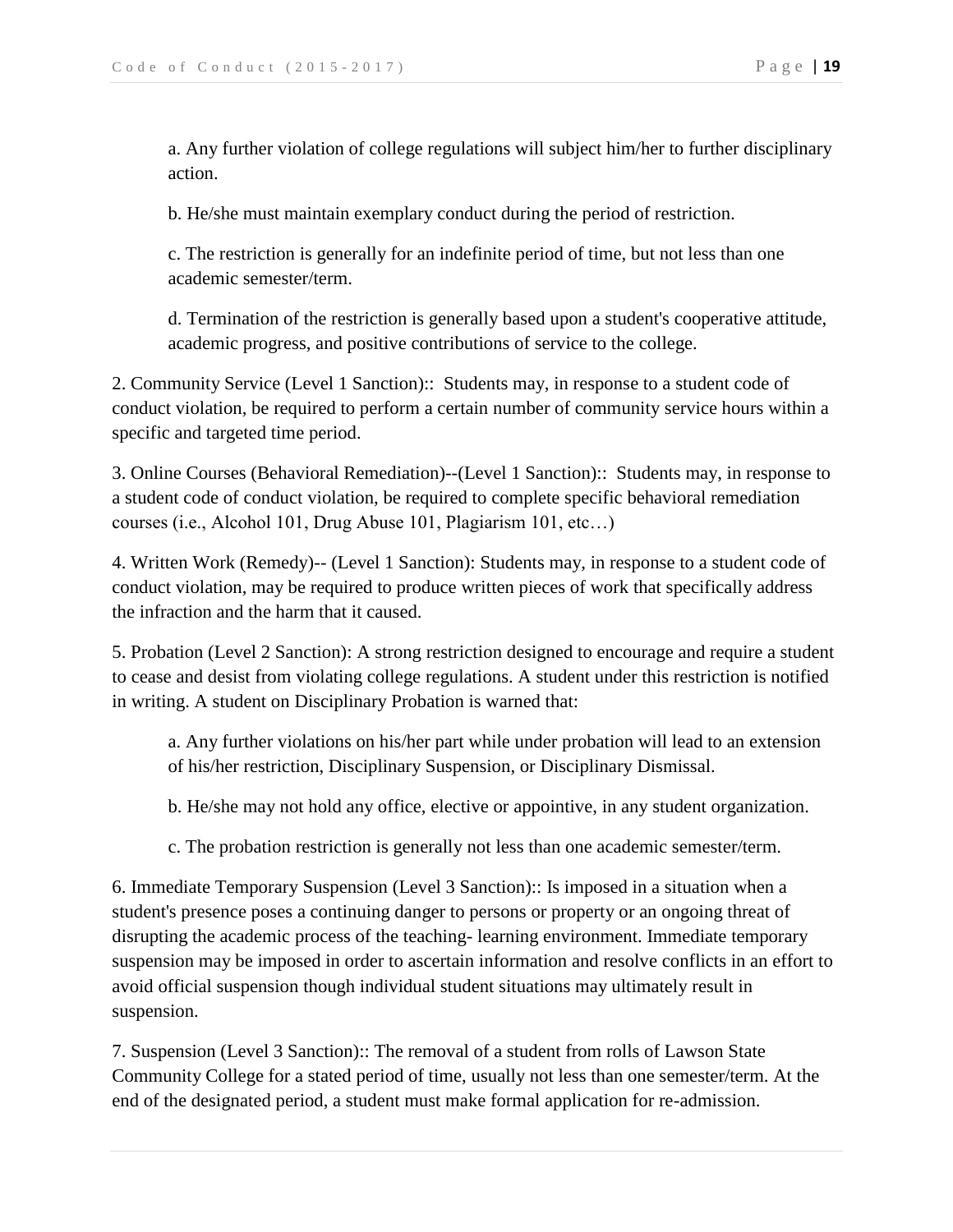a. Any further violation of college regulations will subject him/her to further disciplinary action.

b. He/she must maintain exemplary conduct during the period of restriction.

c. The restriction is generally for an indefinite period of time, but not less than one academic semester/term.

d. Termination of the restriction is generally based upon a student's cooperative attitude, academic progress, and positive contributions of service to the college.

2. Community Service (Level 1 Sanction):: Students may, in response to a student code of conduct violation, be required to perform a certain number of community service hours within a specific and targeted time period.

3. Online Courses (Behavioral Remediation)--(Level 1 Sanction):: Students may, in response to a student code of conduct violation, be required to complete specific behavioral remediation courses (i.e., Alcohol 101, Drug Abuse 101, Plagiarism 101, etc…)

4. Written Work (Remedy)-- (Level 1 Sanction): Students may, in response to a student code of conduct violation, may be required to produce written pieces of work that specifically address the infraction and the harm that it caused.

5. Probation (Level 2 Sanction): A strong restriction designed to encourage and require a student to cease and desist from violating college regulations. A student under this restriction is notified in writing. A student on Disciplinary Probation is warned that:

a. Any further violations on his/her part while under probation will lead to an extension of his/her restriction, Disciplinary Suspension, or Disciplinary Dismissal.

b. He/she may not hold any office, elective or appointive, in any student organization.

c. The probation restriction is generally not less than one academic semester/term.

6. Immediate Temporary Suspension (Level 3 Sanction):: Is imposed in a situation when a student's presence poses a continuing danger to persons or property or an ongoing threat of disrupting the academic process of the teaching- learning environment. Immediate temporary suspension may be imposed in order to ascertain information and resolve conflicts in an effort to avoid official suspension though individual student situations may ultimately result in suspension.

7. Suspension (Level 3 Sanction):: The removal of a student from rolls of Lawson State Community College for a stated period of time, usually not less than one semester/term. At the end of the designated period, a student must make formal application for re-admission.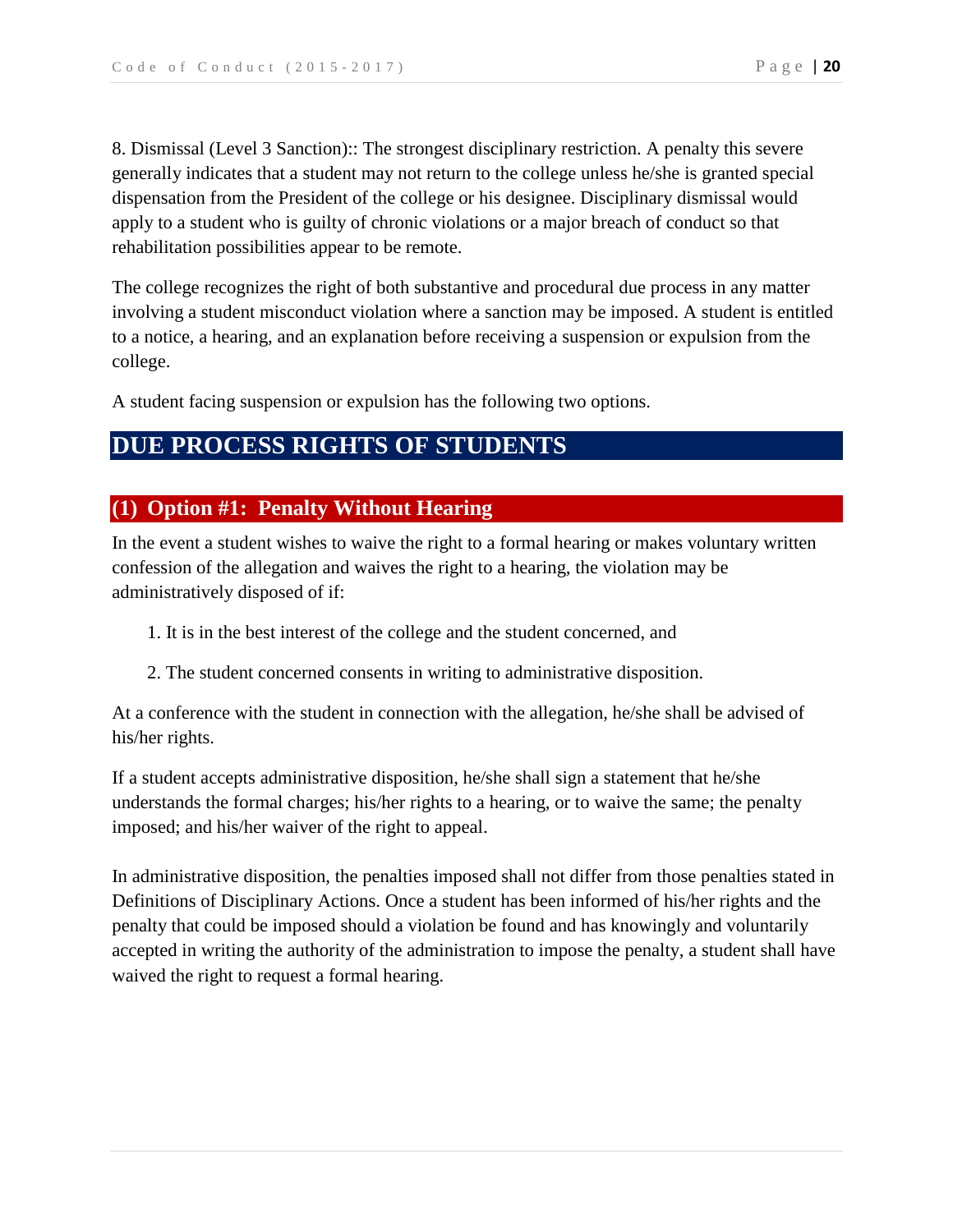8. Dismissal (Level 3 Sanction):: The strongest disciplinary restriction. A penalty this severe generally indicates that a student may not return to the college unless he/she is granted special dispensation from the President of the college or his designee. Disciplinary dismissal would apply to a student who is guilty of chronic violations or a major breach of conduct so that rehabilitation possibilities appear to be remote.

The college recognizes the right of both substantive and procedural due process in any matter involving a student misconduct violation where a sanction may be imposed. A student is entitled to a notice, a hearing, and an explanation before receiving a suspension or expulsion from the college.

A student facing suspension or expulsion has the following two options.

# DUE PROCESS RIGHTS OF STUDENTS

## (1) Option #1: Penalty Without Hearing

In the event a student wishes to waive the right to a formal hearing or makes voluntary written confession of the allegation and waives the right to a hearing, the violation may be administratively disposed of if:

1. It is in the best interest of the college and the student concerned, and
2. The student concerned consents in writing to administrative disposition.

At a conference with the student in connection with the allegation, he/she shall be advised of his/her rights.

If a student accepts administrative disposition, he/she shall sign a statement that he/she understands the formal charges; his/her rights to a hearing, or to waive the same; the penalty imposed; and his/her waiver of the right to appeal.

In administrative disposition, the penalties imposed shall not differ from those penalties stated in Definitions of Disciplinary Actions. Once a student has been informed of his/her rights and the penalty that could be imposed should a violation be found and has knowingly and voluntarily accepted in writing the authority of the administration to impose the penalty, a student shall have waived the right to request a formal hearing.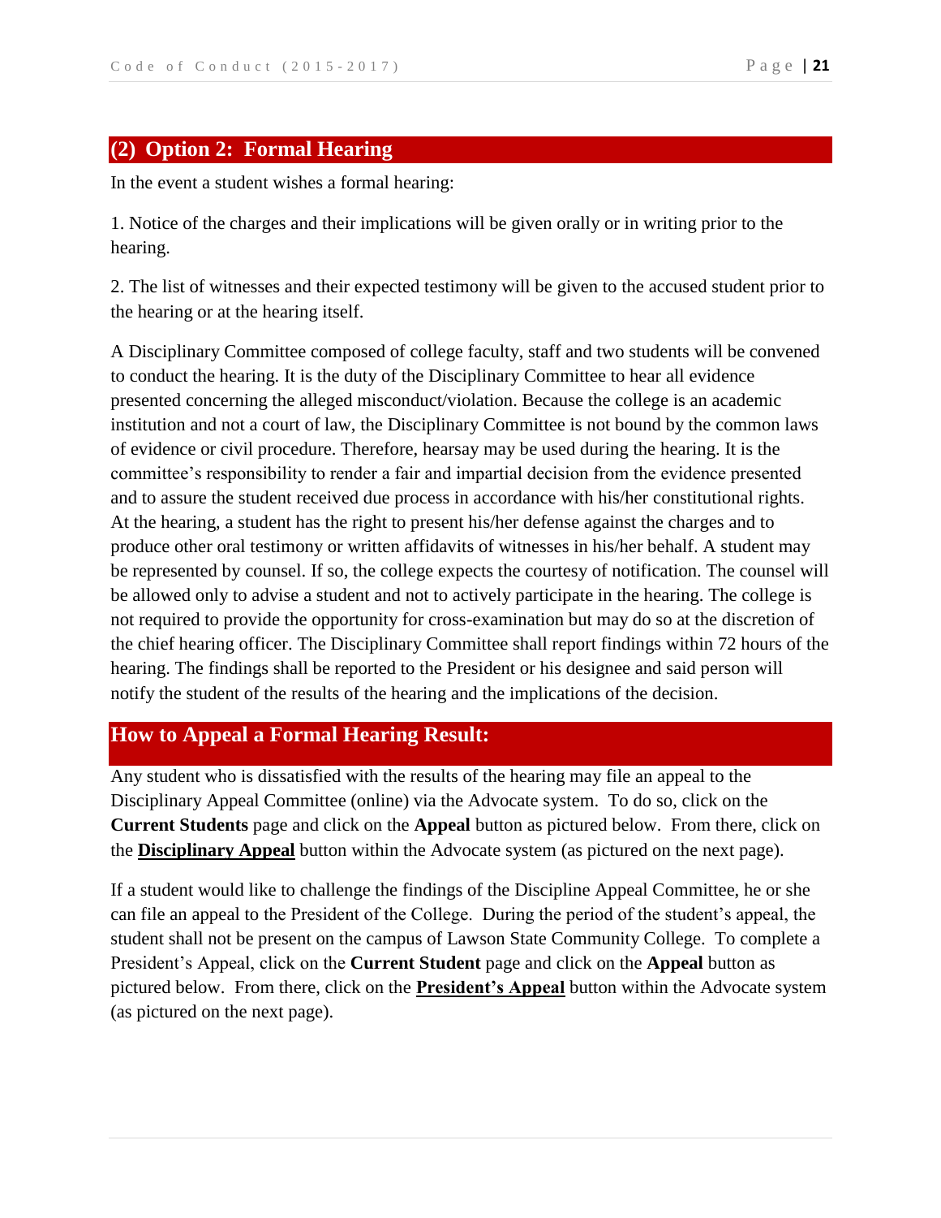## (2) Option 2: Formal Hearing

In the event a student wishes a formal hearing:

1. Notice of the charges and their implications will be given orally or in writing prior to the hearing.

2. The list of witnesses and their expected testimony will be given to the accused student prior to the hearing or at the hearing itself.

A Disciplinary Committee composed of college faculty, staff and two students will be convened to conduct the hearing. It is the duty of the Disciplinary Committee to hear all evidence presented concerning the alleged misconduct/violation. Because the college is an academic institution and not a court of law, the Disciplinary Committee is not bound by the common laws of evidence or civil procedure. Therefore, hearsay may be used during the hearing. It is the committee's responsibility to render a fair and impartial decision from the evidence presented and to assure the student received due process in accordance with his/her constitutional rights. At the hearing, a student has the right to present his/her defense against the charges and to produce other oral testimony or written affidavits of witnesses in his/her behalf. A student may be represented by counsel. If so, the college expects the courtesy of notification. The counsel will be allowed only to advise a student and not to actively participate in the hearing. The college is not required to provide the opportunity for cross-examination but may do so at the discretion of the chief hearing officer. The Disciplinary Committee shall report findings within 72 hours of the hearing. The findings shall be reported to the President or his designee and said person will notify the student of the results of the hearing and the implications of the decision.

## How to Appeal a Formal Hearing Result:

Any student who is dissatisfied with the results of the hearing may file an appeal to the Disciplinary Appeal Committee (online) via the Advocate system. To do so, click on the **Current Students** page and click on the **Appeal** button as pictured below. From there, click on the **Disciplinary Appeal** button within the Advocate system (as pictured on the next page).

If a student would like to challenge the findings of the Discipline Appeal Committee, he or she can file an appeal to the President of the College. During the period of the student's appeal, the student shall not be present on the campus of Lawson State Community College. To complete a President's Appeal, click on the **Current Student** page and click on the **Appeal** button as pictured below. From there, click on the **President's Appeal** button within the Advocate system (as pictured on the next page).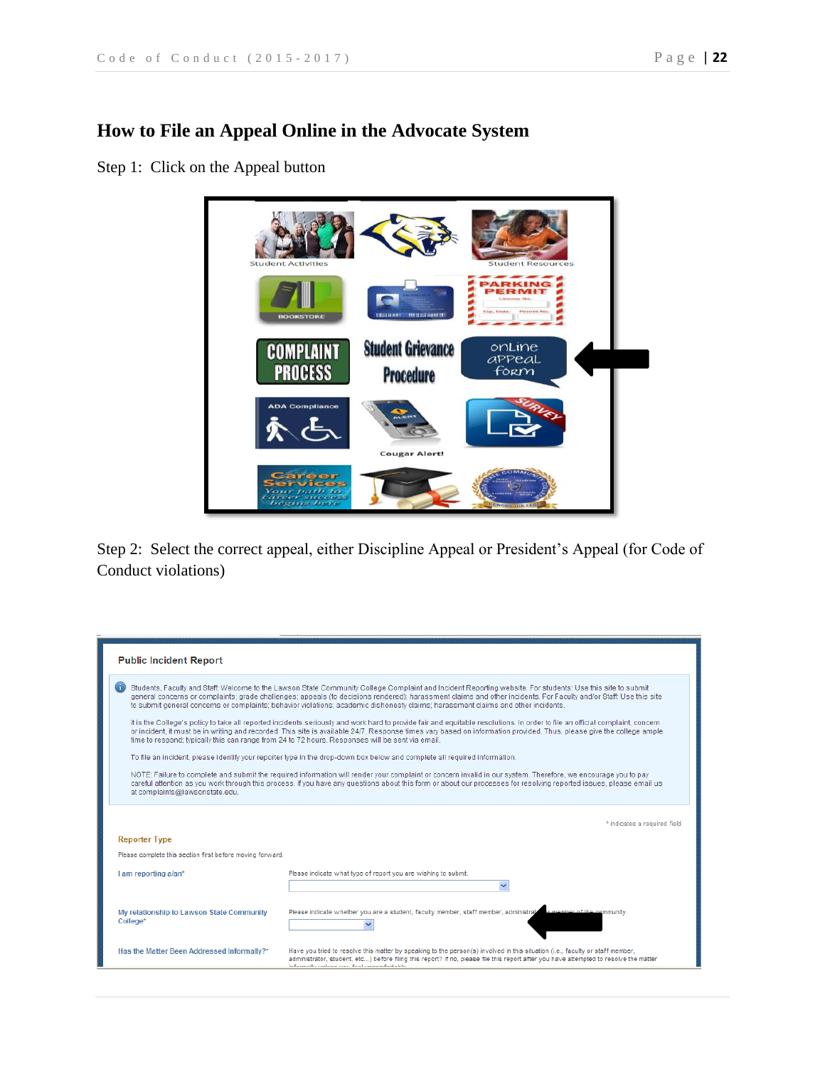## How to File an Appeal Online in the Advocate System

Step 1: Click on the Appeal button

Step 2: Select the correct appeal, either Discipline Appeal or President's Appeal (for Code of Conduct violations)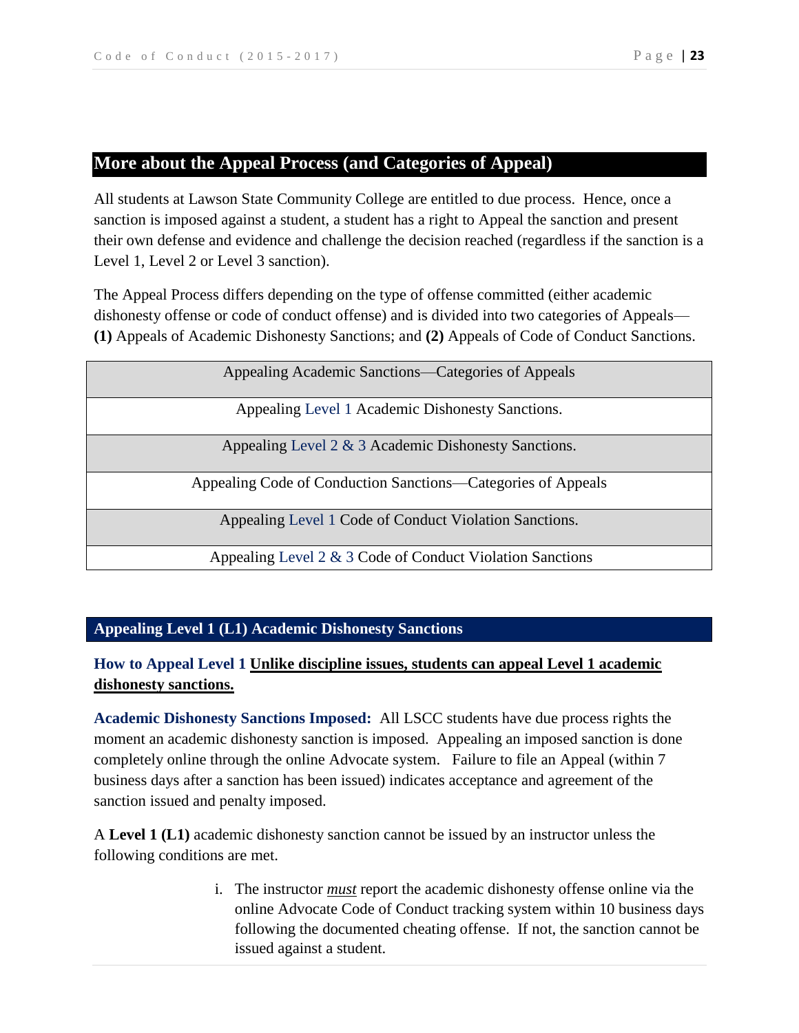## More about the Appeal Process (and Categories of Appeal)

All students at Lawson State Community College are entitled to due process. Hence, once a sanction is imposed against a student, a student has a right to Appeal the sanction and present their own defense and evidence and challenge the decision reached (regardless if the sanction is a Level 1, Level 2 or Level 3 sanction).

The Appeal Process differs depending on the type of offense committed (either academic dishonesty offense or code of conduct offense) and is divided into two categories of Appeals—**(1)** Appeals of Academic Dishonesty Sanctions; and **(2)** Appeals of Code of Conduct Sanctions.

| Appealing Academic Sanctions—Categories of Appeals |
|---|
| Appealing Level 1 Academic Dishonesty Sanctions. |
| Appealing Level 2 & 3 Academic Dishonesty Sanctions. |
| Appealing Code of Conduction Sanctions—Categories of Appeals |
| Appealing Level 1 Code of Conduct Violation Sanctions. |
| Appealing Level 2 & 3 Code of Conduct Violation Sanctions |

### Appealing Level 1 (L1) Academic Dishonesty Sanctions

**How to Appeal Level 1** **Unlike discipline issues, students can appeal Level 1 academic dishonesty sanctions.**

**Academic Dishonesty Sanctions Imposed:** All LSCC students have due process rights the moment an academic dishonesty sanction is imposed. Appealing an imposed sanction is done completely online through the online Advocate system. Failure to file an Appeal (within 7 business days after a sanction has been issued) indicates acceptance and agreement of the sanction issued and penalty imposed.

A **Level 1 (L1)** academic dishonesty sanction cannot be issued by an instructor unless the following conditions are met.

i. The instructor ***must*** report the academic dishonesty offense online via the online Advocate Code of Conduct tracking system within 10 business days following the documented cheating offense. If not, the sanction cannot be issued against a student.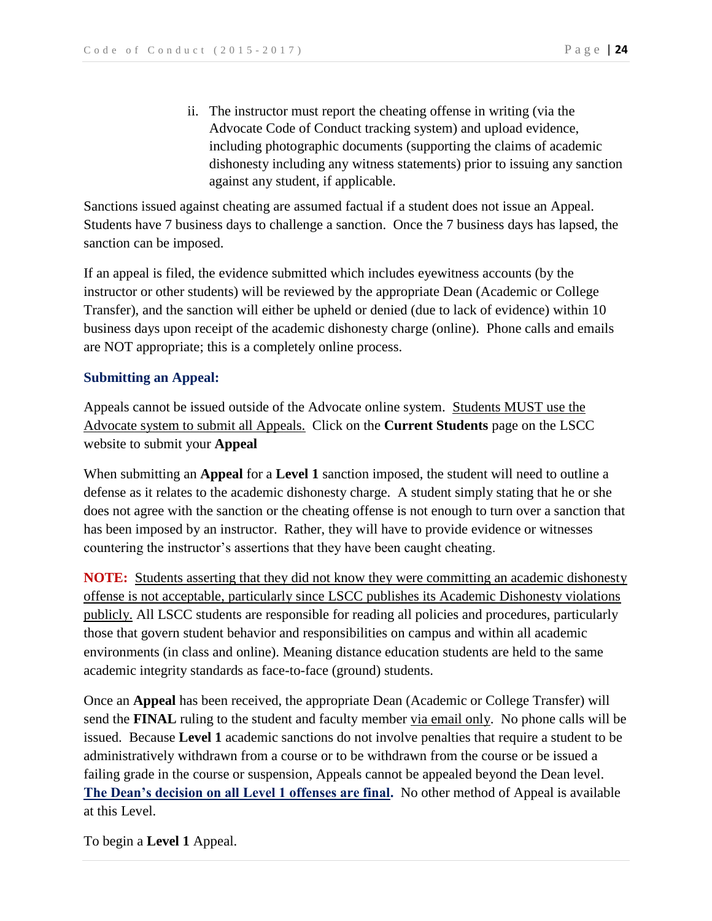ii. The instructor must report the cheating offense in writing (via the Advocate Code of Conduct tracking system) and upload evidence, including photographic documents (supporting the claims of academic dishonesty including any witness statements) prior to issuing any sanction against any student, if applicable.

Sanctions issued against cheating are assumed factual if a student does not issue an Appeal. Students have 7 business days to challenge a sanction. Once the 7 business days has lapsed, the sanction can be imposed.

If an appeal is filed, the evidence submitted which includes eyewitness accounts (by the instructor or other students) will be reviewed by the appropriate Dean (Academic or College Transfer), and the sanction will either be upheld or denied (due to lack of evidence) within 10 business days upon receipt of the academic dishonesty charge (online). Phone calls and emails are NOT appropriate; this is a completely online process.

### Submitting an Appeal:

Appeals cannot be issued outside of the Advocate online system. Students MUST use the Advocate system to submit all Appeals. Click on the **Current Students** page on the LSCC website to submit your **Appeal**

When submitting an **Appeal** for a **Level 1** sanction imposed, the student will need to outline a defense as it relates to the academic dishonesty charge. A student simply stating that he or she does not agree with the sanction or the cheating offense is not enough to turn over a sanction that has been imposed by an instructor. Rather, they will have to provide evidence or witnesses countering the instructor's assertions that they have been caught cheating.

**NOTE:** Students asserting that they did not know they were committing an academic dishonesty offense is not acceptable, particularly since LSCC publishes its Academic Dishonesty violations publicly. All LSCC students are responsible for reading all policies and procedures, particularly those that govern student behavior and responsibilities on campus and within all academic environments (in class and online). Meaning distance education students are held to the same academic integrity standards as face-to-face (ground) students.

Once an **Appeal** has been received, the appropriate Dean (Academic or College Transfer) will send the **FINAL** ruling to the student and faculty member via email only. No phone calls will be issued. Because **Level 1** academic sanctions do not involve penalties that require a student to be administratively withdrawn from a course or to be withdrawn from the course or be issued a failing grade in the course or suspension, Appeals cannot be appealed beyond the Dean level. **The Dean's decision on all Level 1 offenses are final.** No other method of Appeal is available at this Level.

To begin a **Level 1** Appeal.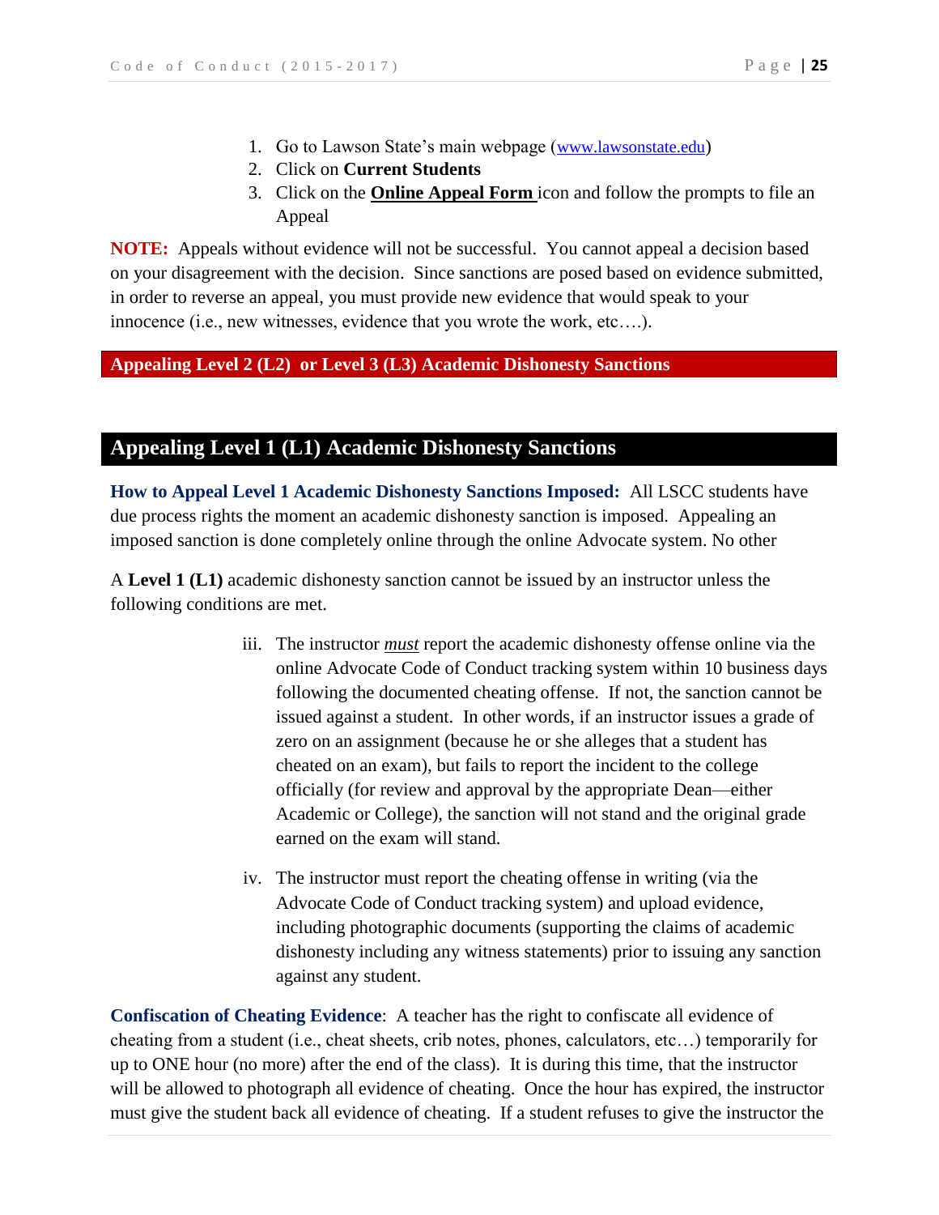1. Go to Lawson State's main webpage (www.lawsonstate.edu)
2. Click on **Current Students**
3. Click on the **Online Appeal Form** icon and follow the prompts to file an Appeal

**NOTE:** Appeals without evidence will not be successful. You cannot appeal a decision based on your disagreement with the decision. Since sanctions are posed based on evidence submitted, in order to reverse an appeal, you must provide new evidence that would speak to your innocence (i.e., new witnesses, evidence that you wrote the work, etc….).

### Appealing Level 2 (L2) or Level 3 (L3) Academic Dishonesty Sanctions

## Appealing Level 1 (L1) Academic Dishonesty Sanctions

**How to Appeal Level 1 Academic Dishonesty Sanctions Imposed:** All LSCC students have due process rights the moment an academic dishonesty sanction is imposed. Appealing an imposed sanction is done completely online through the online Advocate system. No other

A **Level 1 (L1)** academic dishonesty sanction cannot be issued by an instructor unless the following conditions are met.

iii. The instructor ***must*** report the academic dishonesty offense online via the online Advocate Code of Conduct tracking system within 10 business days following the documented cheating offense. If not, the sanction cannot be issued against a student. In other words, if an instructor issues a grade of zero on an assignment (because he or she alleges that a student has cheated on an exam), but fails to report the incident to the college officially (for review and approval by the appropriate Dean—either Academic or College), the sanction will not stand and the original grade earned on the exam will stand.

iv. The instructor must report the cheating offense in writing (via the Advocate Code of Conduct tracking system) and upload evidence, including photographic documents (supporting the claims of academic dishonesty including any witness statements) prior to issuing any sanction against any student.

**Confiscation of Cheating Evidence**: A teacher has the right to confiscate all evidence of cheating from a student (i.e., cheat sheets, crib notes, phones, calculators, etc…) temporarily for up to ONE hour (no more) after the end of the class). It is during this time, that the instructor will be allowed to photograph all evidence of cheating. Once the hour has expired, the instructor must give the student back all evidence of cheating. If a student refuses to give the instructor the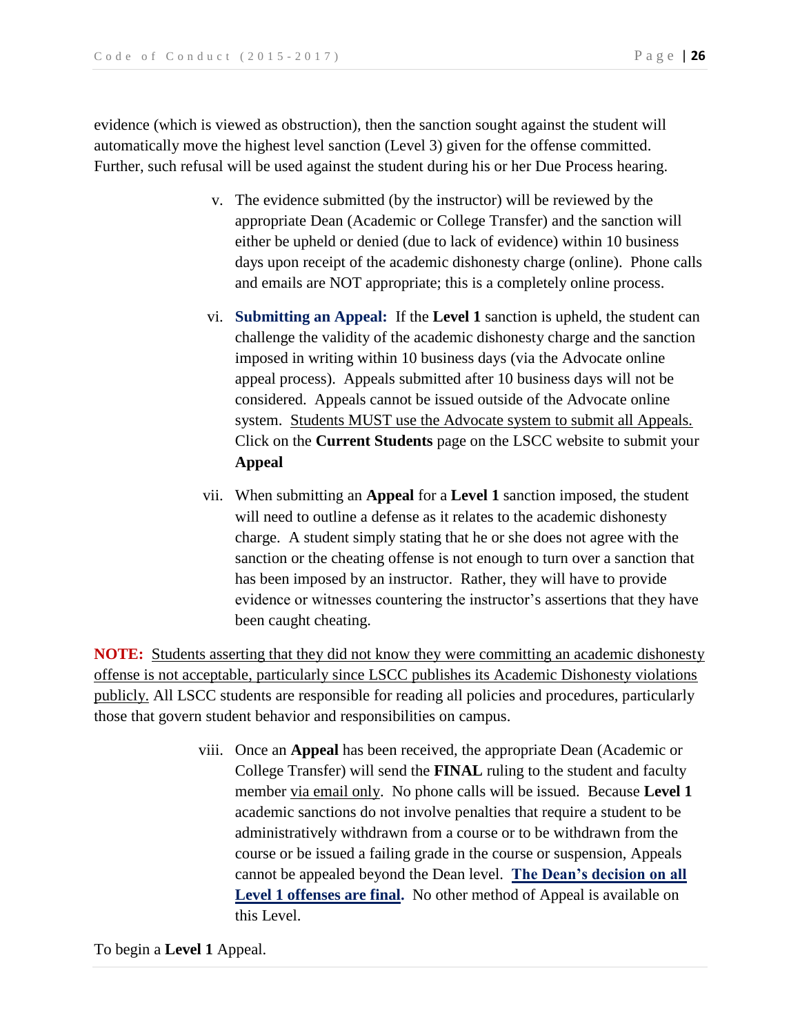evidence (which is viewed as obstruction), then the sanction sought against the student will automatically move the highest level sanction (Level 3) given for the offense committed. Further, such refusal will be used against the student during his or her Due Process hearing.

v. The evidence submitted (by the instructor) will be reviewed by the appropriate Dean (Academic or College Transfer) and the sanction will either be upheld or denied (due to lack of evidence) within 10 business days upon receipt of the academic dishonesty charge (online). Phone calls and emails are NOT appropriate; this is a completely online process.

vi. **Submitting an Appeal:** If the **Level 1** sanction is upheld, the student can challenge the validity of the academic dishonesty charge and the sanction imposed in writing within 10 business days (via the Advocate online appeal process). Appeals submitted after 10 business days will not be considered. Appeals cannot be issued outside of the Advocate online system. Students MUST use the Advocate system to submit all Appeals. Click on the **Current Students** page on the LSCC website to submit your **Appeal**

vii. When submitting an **Appeal** for a **Level 1** sanction imposed, the student will need to outline a defense as it relates to the academic dishonesty charge. A student simply stating that he or she does not agree with the sanction or the cheating offense is not enough to turn over a sanction that has been imposed by an instructor. Rather, they will have to provide evidence or witnesses countering the instructor's assertions that they have been caught cheating.

**NOTE:** Students asserting that they did not know they were committing an academic dishonesty offense is not acceptable, particularly since LSCC publishes its Academic Dishonesty violations publicly. All LSCC students are responsible for reading all policies and procedures, particularly those that govern student behavior and responsibilities on campus.

viii. Once an **Appeal** has been received, the appropriate Dean (Academic or College Transfer) will send the **FINAL** ruling to the student and faculty member via email only. No phone calls will be issued. Because **Level 1** academic sanctions do not involve penalties that require a student to be administratively withdrawn from a course or to be withdrawn from the course or be issued a failing grade in the course or suspension, Appeals cannot be appealed beyond the Dean level. **The Dean's decision on all Level 1 offenses are final.** No other method of Appeal is available on this Level.

To begin a **Level 1** Appeal.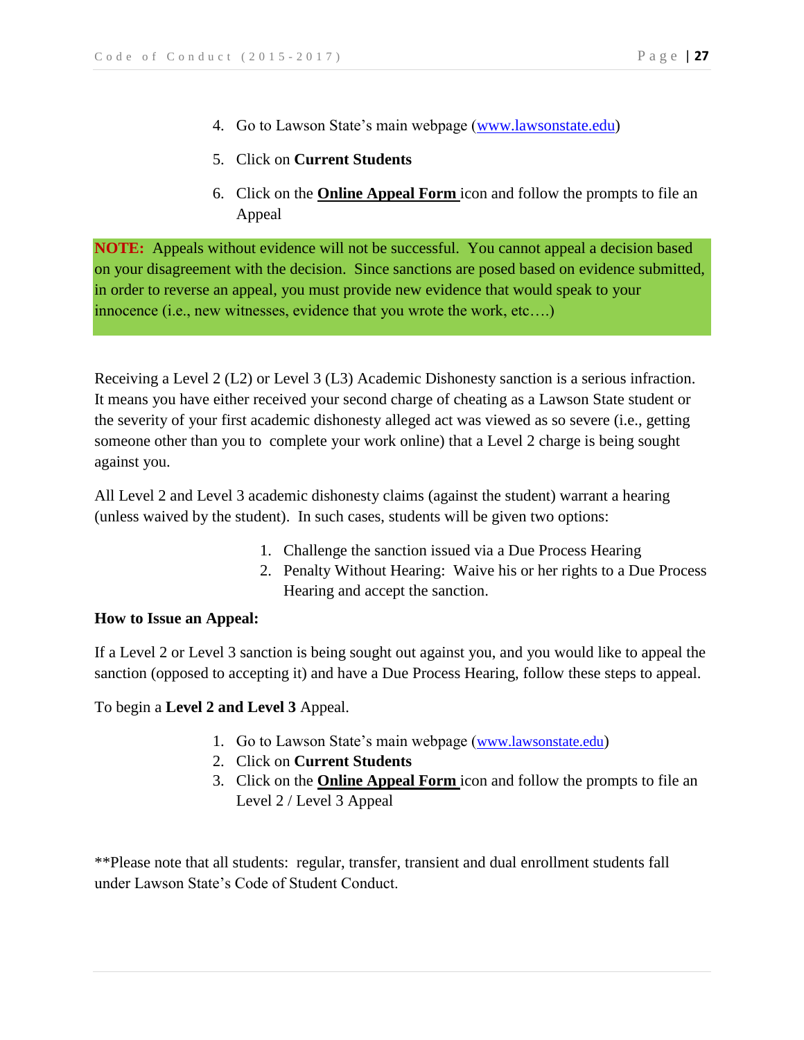4. Go to Lawson State's main webpage (www.lawsonstate.edu)
5. Click on **Current Students**
6. Click on the **Online Appeal Form** icon and follow the prompts to file an Appeal

**NOTE:** Appeals without evidence will not be successful. You cannot appeal a decision based on your disagreement with the decision. Since sanctions are posed based on evidence submitted, in order to reverse an appeal, you must provide new evidence that would speak to your innocence (i.e., new witnesses, evidence that you wrote the work, etc….)

Receiving a Level 2 (L2) or Level 3 (L3) Academic Dishonesty sanction is a serious infraction. It means you have either received your second charge of cheating as a Lawson State student or the severity of your first academic dishonesty alleged act was viewed as so severe (i.e., getting someone other than you to complete your work online) that a Level 2 charge is being sought against you.

All Level 2 and Level 3 academic dishonesty claims (against the student) warrant a hearing (unless waived by the student). In such cases, students will be given two options:

1. Challenge the sanction issued via a Due Process Hearing
2. Penalty Without Hearing: Waive his or her rights to a Due Process Hearing and accept the sanction.

**How to Issue an Appeal:**

If a Level 2 or Level 3 sanction is being sought out against you, and you would like to appeal the sanction (opposed to accepting it) and have a Due Process Hearing, follow these steps to appeal.

To begin a **Level 2 and Level 3** Appeal.

1. Go to Lawson State's main webpage (www.lawsonstate.edu)
2. Click on **Current Students**
3. Click on the **Online Appeal Form** icon and follow the prompts to file an Level 2 / Level 3 Appeal

**Please note that all students: regular, transfer, transient and dual enrollment students fall under Lawson State's Code of Student Conduct.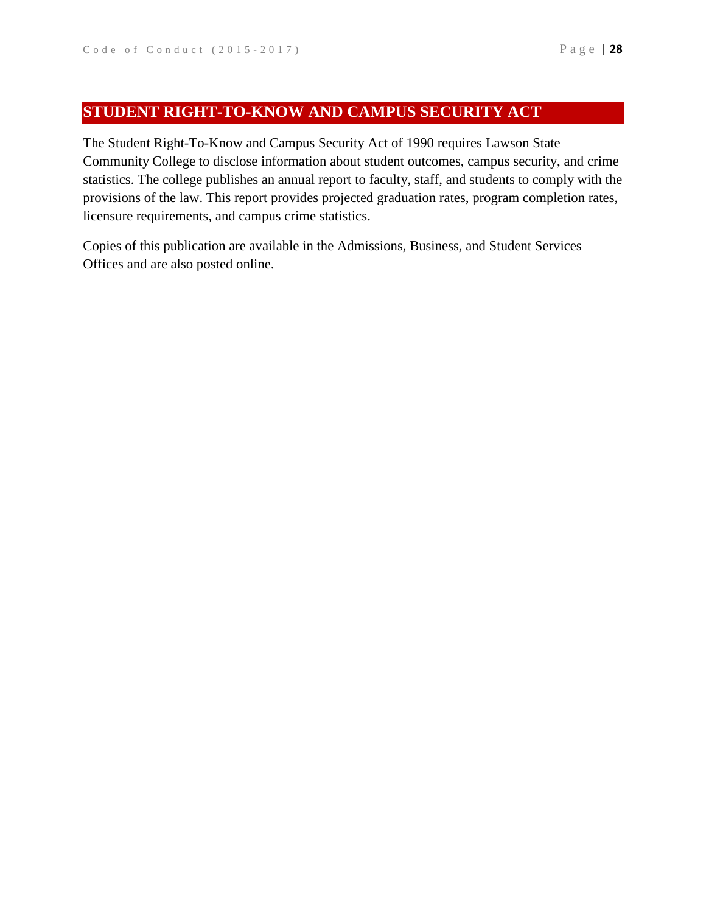## STUDENT RIGHT-TO-KNOW AND CAMPUS SECURITY ACT

The Student Right-To-Know and Campus Security Act of 1990 requires Lawson State Community College to disclose information about student outcomes, campus security, and crime statistics. The college publishes an annual report to faculty, staff, and students to comply with the provisions of the law. This report provides projected graduation rates, program completion rates, licensure requirements, and campus crime statistics.

Copies of this publication are available in the Admissions, Business, and Student Services Offices and are also posted online.